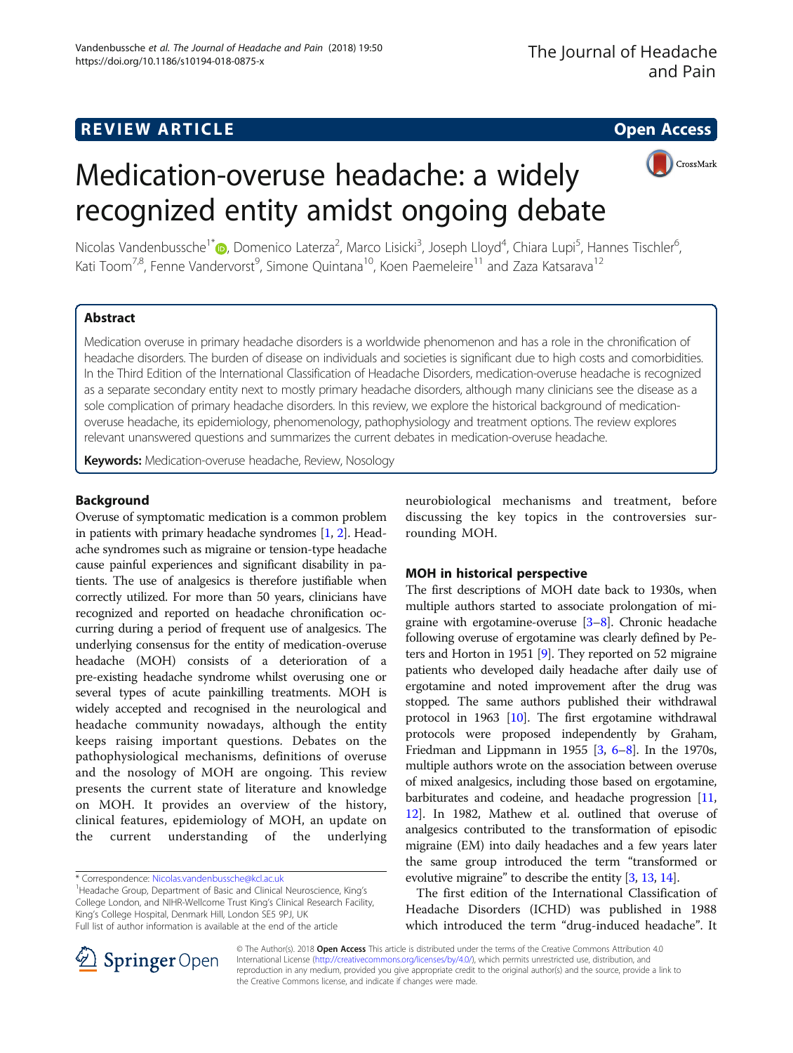REVIEW ARTICLE

Open Access

# Medication-overuse headache: a widely recognized entity amidst ongoing debate

Nicolas Vandenbussche[1*], Domenico Laterza[2], Marco Lisicki[3], Joseph Lloyd[4], Chiara Lupi[5], Hannes Tischler[6], Kati Toom[7,8], Fenne Vandervorst[9], Simone Quintana[10], Koen Paemeleire[11] and Zaza Katsarava[12]

## Abstract

Medication overuse in primary headache disorders is a worldwide phenomenon and has a role in the chronification of headache disorders. The burden of disease on individuals and societies is significant due to high costs and comorbidities. In the Third Edition of the International Classification of Headache Disorders, medication-overuse headache is recognized as a separate secondary entity next to mostly primary headache disorders, although many clinicians see the disease as a sole complication of primary headache disorders. In this review, we explore the historical background of medication-overuse headache, its epidemiology, phenomenology, pathophysiology and treatment options. The review explores relevant unanswered questions and summarizes the current debates in medication-overuse headache.

**Keywords:** Medication-overuse headache, Review, Nosology

## Background

Overuse of symptomatic medication is a common problem in patients with primary headache syndromes [1, 2]. Headache syndromes such as migraine or tension-type headache cause painful experiences and significant disability in patients. The use of analgesics is therefore justifiable when correctly utilized. For more than 50 years, clinicians have recognized and reported on headache chronification occurring during a period of frequent use of analgesics. The underlying consensus for the entity of medication-overuse headache (MOH) consists of a deterioration of a pre-existing headache syndrome whilst overusing one or several types of acute painkilling treatments. MOH is widely accepted and recognised in the neurological and headache community nowadays, although the entity keeps raising important questions. Debates on the pathophysiological mechanisms, definitions of overuse and the nosology of MOH are ongoing. This review presents the current state of literature and knowledge on MOH. It provides an overview of the history, clinical features, epidemiology of MOH, an update on the current understanding of the underlying neurobiological mechanisms and treatment, before discussing the key topics in the controversies surrounding MOH.

## MOH in historical perspective

The first descriptions of MOH date back to 1930s, when multiple authors started to associate prolongation of migraine with ergotamine-overuse [3–8]. Chronic headache following overuse of ergotamine was clearly defined by Peters and Horton in 1951 [9]. They reported on 52 migraine patients who developed daily headache after daily use of ergotamine and noted improvement after the drug was stopped. The same authors published their withdrawal protocol in 1963 [10]. The first ergotamine withdrawal protocols were proposed independently by Graham, Friedman and Lippmann in 1955 [3, 6–8]. In the 1970s, multiple authors wrote on the association between overuse of mixed analgesics, including those based on ergotamine, barbiturates and codeine, and headache progression [11, 12]. In 1982, Mathew et al. outlined that overuse of analgesics contributed to the transformation of episodic migraine (EM) into daily headaches and a few years later the same group introduced the term "transformed or evolutive migraine" to describe the entity [3, 13, 14].

The first edition of the International Classification of Headache Disorders (ICHD) was published in 1988 which introduced the term "drug-induced headache". It

\* Correspondence: Nicolas.vandenbussche@kcl.ac.uk
[1]Headache Group, Department of Basic and Clinical Neuroscience, King's College London, and NIHR-Wellcome Trust King's Clinical Research Facility, King's College Hospital, Denmark Hill, London SE5 9PJ, UK
Full list of author information is available at the end of the article

© The Author(s). 2018 **Open Access** This article is distributed under the terms of the Creative Commons Attribution 4.0 International License (http://creativecommons.org/licenses/by/4.0/), which permits unrestricted use, distribution, and reproduction in any medium, provided you give appropriate credit to the original author(s) and the source, provide a link to the Creative Commons license, and indicate if changes were made.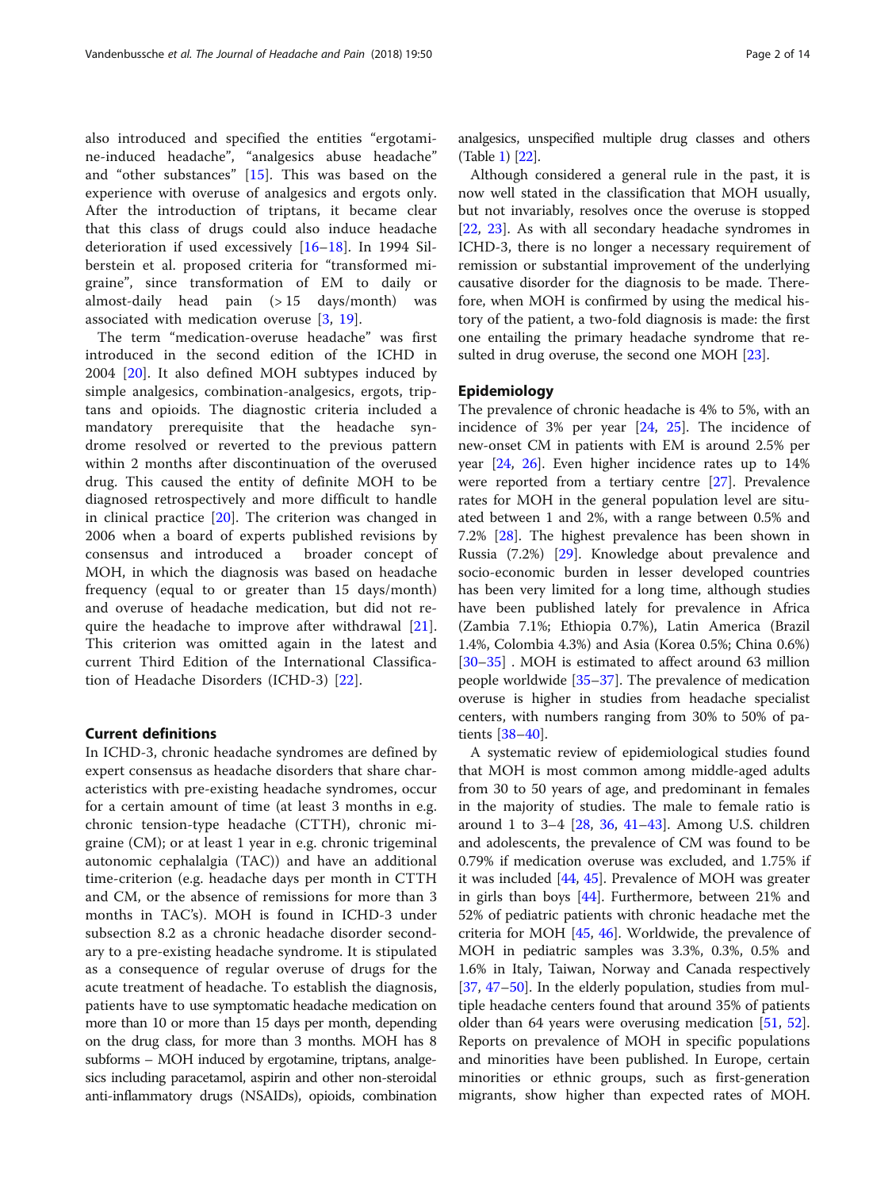also introduced and specified the entities "ergotamine-induced headache", "analgesics abuse headache" and "other substances" [15]. This was based on the experience with overuse of analgesics and ergots only. After the introduction of triptans, it became clear that this class of drugs could also induce headache deterioration if used excessively [16–18]. In 1994 Silberstein et al. proposed criteria for "transformed migraine", since transformation of EM to daily or almost-daily head pain (> 15 days/month) was associated with medication overuse [3, 19].

The term "medication-overuse headache" was first introduced in the second edition of the ICHD in 2004 [20]. It also defined MOH subtypes induced by simple analgesics, combination-analgesics, ergots, triptans and opioids. The diagnostic criteria included a mandatory prerequisite that the headache syndrome resolved or reverted to the previous pattern within 2 months after discontinuation of the overused drug. This caused the entity of definite MOH to be diagnosed retrospectively and more difficult to handle in clinical practice [20]. The criterion was changed in 2006 when a board of experts published revisions by consensus and introduced a broader concept of MOH, in which the diagnosis was based on headache frequency (equal to or greater than 15 days/month) and overuse of headache medication, but did not require the headache to improve after withdrawal [21]. This criterion was omitted again in the latest and current Third Edition of the International Classification of Headache Disorders (ICHD-3) [22].

## Current definitions

In ICHD-3, chronic headache syndromes are defined by expert consensus as headache disorders that share characteristics with pre-existing headache syndromes, occur for a certain amount of time (at least 3 months in e.g. chronic tension-type headache (CTTH), chronic migraine (CM); or at least 1 year in e.g. chronic trigeminal autonomic cephalalgia (TAC)) and have an additional time-criterion (e.g. headache days per month in CTTH and CM, or the absence of remissions for more than 3 months in TAC's). MOH is found in ICHD-3 under subsection 8.2 as a chronic headache disorder secondary to a pre-existing headache syndrome. It is stipulated as a consequence of regular overuse of drugs for the acute treatment of headache. To establish the diagnosis, patients have to use symptomatic headache medication on more than 10 or more than 15 days per month, depending on the drug class, for more than 3 months. MOH has 8 subforms – MOH induced by ergotamine, triptans, analgesics including paracetamol, aspirin and other non-steroidal anti-inflammatory drugs (NSAIDs), opioids, combination analgesics, unspecified multiple drug classes and others (Table 1) [22].

Although considered a general rule in the past, it is now well stated in the classification that MOH usually, but not invariably, resolves once the overuse is stopped [22, 23]. As with all secondary headache syndromes in ICHD-3, there is no longer a necessary requirement of remission or substantial improvement of the underlying causative disorder for the diagnosis to be made. Therefore, when MOH is confirmed by using the medical history of the patient, a two-fold diagnosis is made: the first one entailing the primary headache syndrome that resulted in drug overuse, the second one MOH [23].

## Epidemiology

The prevalence of chronic headache is 4% to 5%, with an incidence of 3% per year [24, 25]. The incidence of new-onset CM in patients with EM is around 2.5% per year [24, 26]. Even higher incidence rates up to 14% were reported from a tertiary centre [27]. Prevalence rates for MOH in the general population level are situated between 1 and 2%, with a range between 0.5% and 7.2% [28]. The highest prevalence has been shown in Russia (7.2%) [29]. Knowledge about prevalence and socio-economic burden in lesser developed countries has been very limited for a long time, although studies have been published lately for prevalence in Africa (Zambia 7.1%; Ethiopia 0.7%), Latin America (Brazil 1.4%, Colombia 4.3%) and Asia (Korea 0.5%; China 0.6%) [30–35] . MOH is estimated to affect around 63 million people worldwide [35–37]. The prevalence of medication overuse is higher in studies from headache specialist centers, with numbers ranging from 30% to 50% of patients [38–40].

A systematic review of epidemiological studies found that MOH is most common among middle-aged adults from 30 to 50 years of age, and predominant in females in the majority of studies. The male to female ratio is around 1 to 3–4 [28, 36, 41–43]. Among U.S. children and adolescents, the prevalence of CM was found to be 0.79% if medication overuse was excluded, and 1.75% if it was included [44, 45]. Prevalence of MOH was greater in girls than boys [44]. Furthermore, between 21% and 52% of pediatric patients with chronic headache met the criteria for MOH [45, 46]. Worldwide, the prevalence of MOH in pediatric samples was 3.3%, 0.3%, 0.5% and 1.6% in Italy, Taiwan, Norway and Canada respectively [37, 47–50]. In the elderly population, studies from multiple headache centers found that around 35% of patients older than 64 years were overusing medication [51, 52]. Reports on prevalence of MOH in specific populations and minorities have been published. In Europe, certain minorities or ethnic groups, such as first-generation migrants, show higher than expected rates of MOH.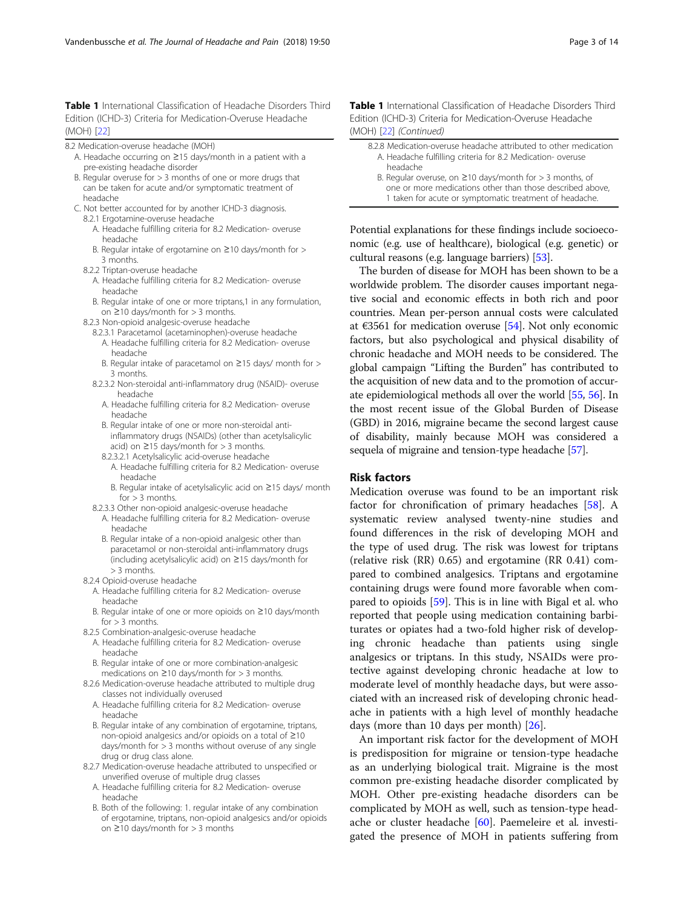**Table 1** International Classification of Headache Disorders Third Edition (ICHD-3) Criteria for Medication-Overuse Headache (MOH) [22]

8.2 Medication-overuse headache (MOH)

- A. Headache occurring on ≥15 days/month in a patient with a pre-existing headache disorder
- B. Regular overuse for > 3 months of one or more drugs that can be taken for acute and/or symptomatic treatment of headache
- C. Not better accounted for by another ICHD-3 diagnosis.
  - 8.2.1 Ergotamine-overuse headache
    - A. Headache fulfilling criteria for 8.2 Medication- overuse headache
    - B. Regular intake of ergotamine on ≥10 days/month for > 3 months.
  - 8.2.2 Triptan-overuse headache
    - A. Headache fulfilling criteria for 8.2 Medication- overuse headache
    - B. Regular intake of one or more triptans,1 in any formulation, on ≥10 days/month for > 3 months.
  - 8.2.3 Non-opioid analgesic-overuse headache
    - 8.2.3.1 Paracetamol (acetaminophen)-overuse headache
      - A. Headache fulfilling criteria for 8.2 Medication- overuse headache
      - B. Regular intake of paracetamol on ≥15 days/ month for > 3 months.
    - 8.2.3.2 Non-steroidal anti-inflammatory drug (NSAID)- overuse headache
      - A. Headache fulfilling criteria for 8.2 Medication- overuse headache
      - B. Regular intake of one or more non-steroidal anti-inflammatory drugs (NSAIDs) (other than acetylsalicylic acid) on ≥15 days/month for > 3 months.
      - 8.2.3.2.1 Acetylsalicylic acid-overuse headache
        - A. Headache fulfilling criteria for 8.2 Medication- overuse headache
        - B. Regular intake of acetylsalicylic acid on ≥15 days/ month for > 3 months.
    - 8.2.3.3 Other non-opioid analgesic-overuse headache
      - A. Headache fulfilling criteria for 8.2 Medication- overuse headache
      - B. Regular intake of a non-opioid analgesic other than paracetamol or non-steroidal anti-inflammatory drugs (including acetylsalicylic acid) on ≥15 days/month for > 3 months.
  - 8.2.4 Opioid-overuse headache
    - A. Headache fulfilling criteria for 8.2 Medication- overuse headache
    - B. Regular intake of one or more opioids on ≥10 days/month for > 3 months.
  - 8.2.5 Combination-analgesic-overuse headache
    - A. Headache fulfilling criteria for 8.2 Medication- overuse headache
    - B. Regular intake of one or more combination-analgesic medications on ≥10 days/month for > 3 months.
  - 8.2.6 Medication-overuse headache attributed to multiple drug classes not individually overused
    - A. Headache fulfilling criteria for 8.2 Medication- overuse headache
    - B. Regular intake of any combination of ergotamine, triptans, non-opioid analgesics and/or opioids on a total of ≥10 days/month for > 3 months without overuse of any single drug or drug class alone.
  - 8.2.7 Medication-overuse headache attributed to unspecified or unverified overuse of multiple drug classes
    - A. Headache fulfilling criteria for 8.2 Medication- overuse headache
    - B. Both of the following: 1. regular intake of any combination of ergotamine, triptans, non-opioid analgesics and/or opioids on ≥10 days/month for > 3 months
  - 8.2.8 Medication-overuse headache attributed to other medication
    - A. Headache fulfilling criteria for 8.2 Medication- overuse headache
    - B. Regular overuse, on ≥10 days/month for > 3 months, of one or more medications other than those described above, 1 taken for acute or symptomatic treatment of headache.

Potential explanations for these findings include socioeconomic (e.g. use of healthcare), biological (e.g. genetic) or cultural reasons (e.g. language barriers) [53].

The burden of disease for MOH has been shown to be a worldwide problem. The disorder causes important negative social and economic effects in both rich and poor countries. Mean per-person annual costs were calculated at €3561 for medication overuse [54]. Not only economic factors, but also psychological and physical disability of chronic headache and MOH needs to be considered. The global campaign "Lifting the Burden" has contributed to the acquisition of new data and to the promotion of accurate epidemiological methods all over the world [55, 56]. In the most recent issue of the Global Burden of Disease (GBD) in 2016, migraine became the second largest cause of disability, mainly because MOH was considered a sequela of migraine and tension-type headache [57].

## Risk factors

Medication overuse was found to be an important risk factor for chronification of primary headaches [58]. A systematic review analysed twenty-nine studies and found differences in the risk of developing MOH and the type of used drug. The risk was lowest for triptans (relative risk (RR) 0.65) and ergotamine (RR 0.41) compared to combined analgesics. Triptans and ergotamine containing drugs were found more favorable when compared to opioids [59]. This is in line with Bigal et al. who reported that people using medication containing barbiturates or opiates had a two-fold higher risk of developing chronic headache than patients using single analgesics or triptans. In this study, NSAIDs were protective against developing chronic headache at low to moderate level of monthly headache days, but were associated with an increased risk of developing chronic headache in patients with a high level of monthly headache days (more than 10 days per month) [26].

An important risk factor for the development of MOH is predisposition for migraine or tension-type headache as an underlying biological trait. Migraine is the most common pre-existing headache disorder complicated by MOH. Other pre-existing headache disorders can be complicated by MOH as well, such as tension-type headache or cluster headache [60]. Paemeleire et al. investigated the presence of MOH in patients suffering from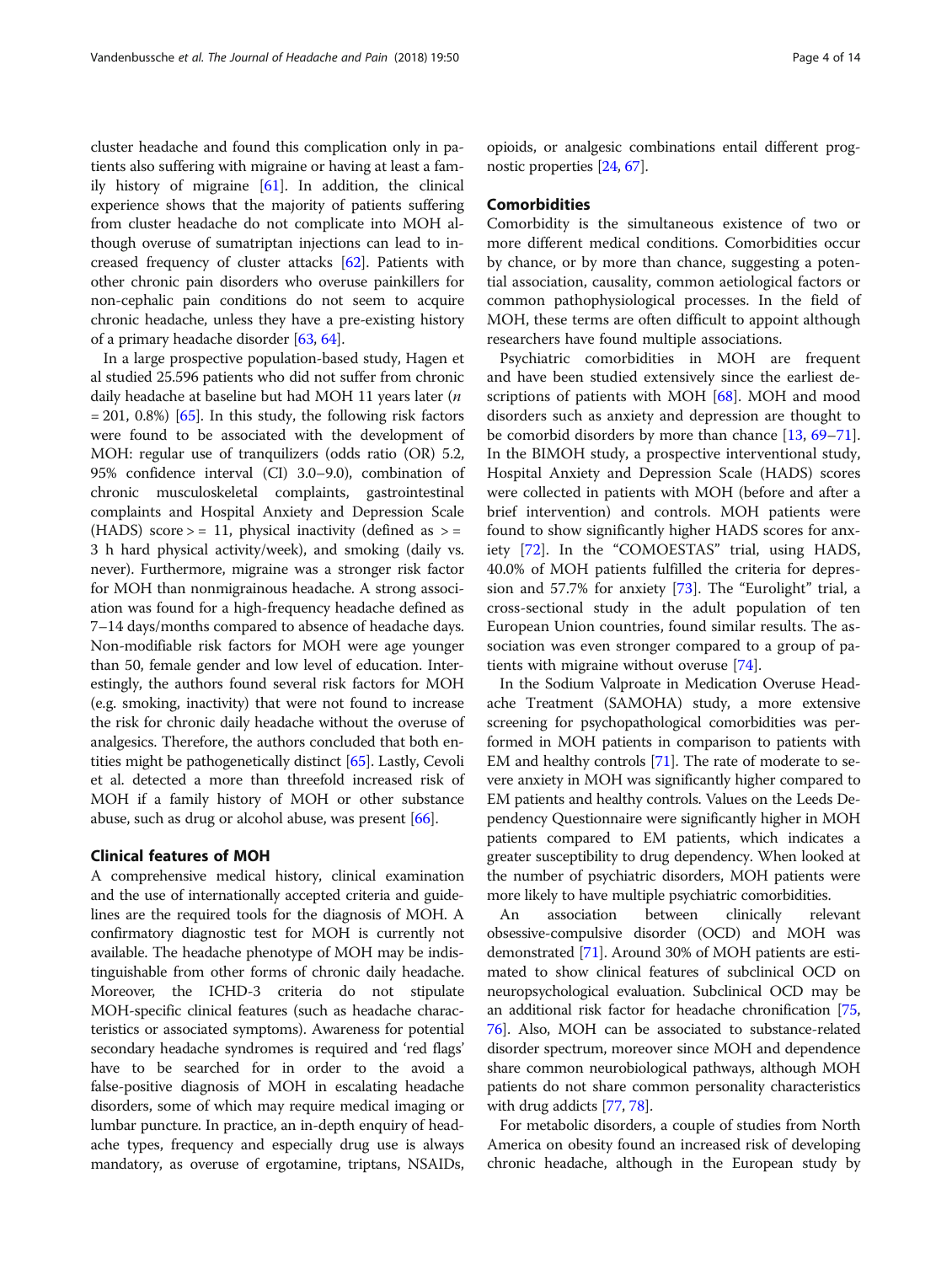cluster headache and found this complication only in patients also suffering with migraine or having at least a family history of migraine [61]. In addition, the clinical experience shows that the majority of patients suffering from cluster headache do not complicate into MOH although overuse of sumatriptan injections can lead to increased frequency of cluster attacks [62]. Patients with other chronic pain disorders who overuse painkillers for non-cephalic pain conditions do not seem to acquire chronic headache, unless they have a pre-existing history of a primary headache disorder [63, 64].

In a large prospective population-based study, Hagen et al studied 25.596 patients who did not suffer from chronic daily headache at baseline but had MOH 11 years later ($n$ = 201, 0.8%) [65]. In this study, the following risk factors were found to be associated with the development of MOH: regular use of tranquilizers (odds ratio (OR) 5.2, 95% confidence interval (CI) 3.0–9.0), combination of chronic musculoskeletal complaints, gastrointestinal complaints and Hospital Anxiety and Depression Scale (HADS) score > = 11, physical inactivity (defined as > = 3 h hard physical activity/week), and smoking (daily vs. never). Furthermore, migraine was a stronger risk factor for MOH than nonmigrainous headache. A strong association was found for a high-frequency headache defined as 7–14 days/months compared to absence of headache days. Non-modifiable risk factors for MOH were age younger than 50, female gender and low level of education. Interestingly, the authors found several risk factors for MOH (e.g. smoking, inactivity) that were not found to increase the risk for chronic daily headache without the overuse of analgesics. Therefore, the authors concluded that both entities might be pathogenetically distinct [65]. Lastly, Cevoli et al. detected a more than threefold increased risk of MOH if a family history of MOH or other substance abuse, such as drug or alcohol abuse, was present [66].

## Clinical features of MOH

A comprehensive medical history, clinical examination and the use of internationally accepted criteria and guidelines are the required tools for the diagnosis of MOH. A confirmatory diagnostic test for MOH is currently not available. The headache phenotype of MOH may be indistinguishable from other forms of chronic daily headache. Moreover, the ICHD-3 criteria do not stipulate MOH-specific clinical features (such as headache characteristics or associated symptoms). Awareness for potential secondary headache syndromes is required and 'red flags' have to be searched for in order to the avoid a false-positive diagnosis of MOH in escalating headache disorders, some of which may require medical imaging or lumbar puncture. In practice, an in-depth enquiry of headache types, frequency and especially drug use is always mandatory, as overuse of ergotamine, triptans, NSAIDs, opioids, or analgesic combinations entail different prognostic properties [24, 67].

## Comorbidities

Comorbidity is the simultaneous existence of two or more different medical conditions. Comorbidities occur by chance, or by more than chance, suggesting a potential association, causality, common aetiological factors or common pathophysiological processes. In the field of MOH, these terms are often difficult to appoint although researchers have found multiple associations.

Psychiatric comorbidities in MOH are frequent and have been studied extensively since the earliest descriptions of patients with MOH [68]. MOH and mood disorders such as anxiety and depression are thought to be comorbid disorders by more than chance [13, 69–71]. In the BIMOH study, a prospective interventional study, Hospital Anxiety and Depression Scale (HADS) scores were collected in patients with MOH (before and after a brief intervention) and controls. MOH patients were found to show significantly higher HADS scores for anxiety [72]. In the "COMOESTAS" trial, using HADS, 40.0% of MOH patients fulfilled the criteria for depression and 57.7% for anxiety [73]. The "Eurolight" trial, a cross-sectional study in the adult population of ten European Union countries, found similar results. The association was even stronger compared to a group of patients with migraine without overuse [74].

In the Sodium Valproate in Medication Overuse Headache Treatment (SAMOHA) study, a more extensive screening for psychopathological comorbidities was performed in MOH patients in comparison to patients with EM and healthy controls [71]. The rate of moderate to severe anxiety in MOH was significantly higher compared to EM patients and healthy controls. Values on the Leeds Dependency Questionnaire were significantly higher in MOH patients compared to EM patients, which indicates a greater susceptibility to drug dependency. When looked at the number of psychiatric disorders, MOH patients were more likely to have multiple psychiatric comorbidities.

An association between clinically relevant obsessive-compulsive disorder (OCD) and MOH was demonstrated [71]. Around 30% of MOH patients are estimated to show clinical features of subclinical OCD on neuropsychological evaluation. Subclinical OCD may be an additional risk factor for headache chronification [75, 76]. Also, MOH can be associated to substance-related disorder spectrum, moreover since MOH and dependence share common neurobiological pathways, although MOH patients do not share common personality characteristics with drug addicts [77, 78].

For metabolic disorders, a couple of studies from North America on obesity found an increased risk of developing chronic headache, although in the European study by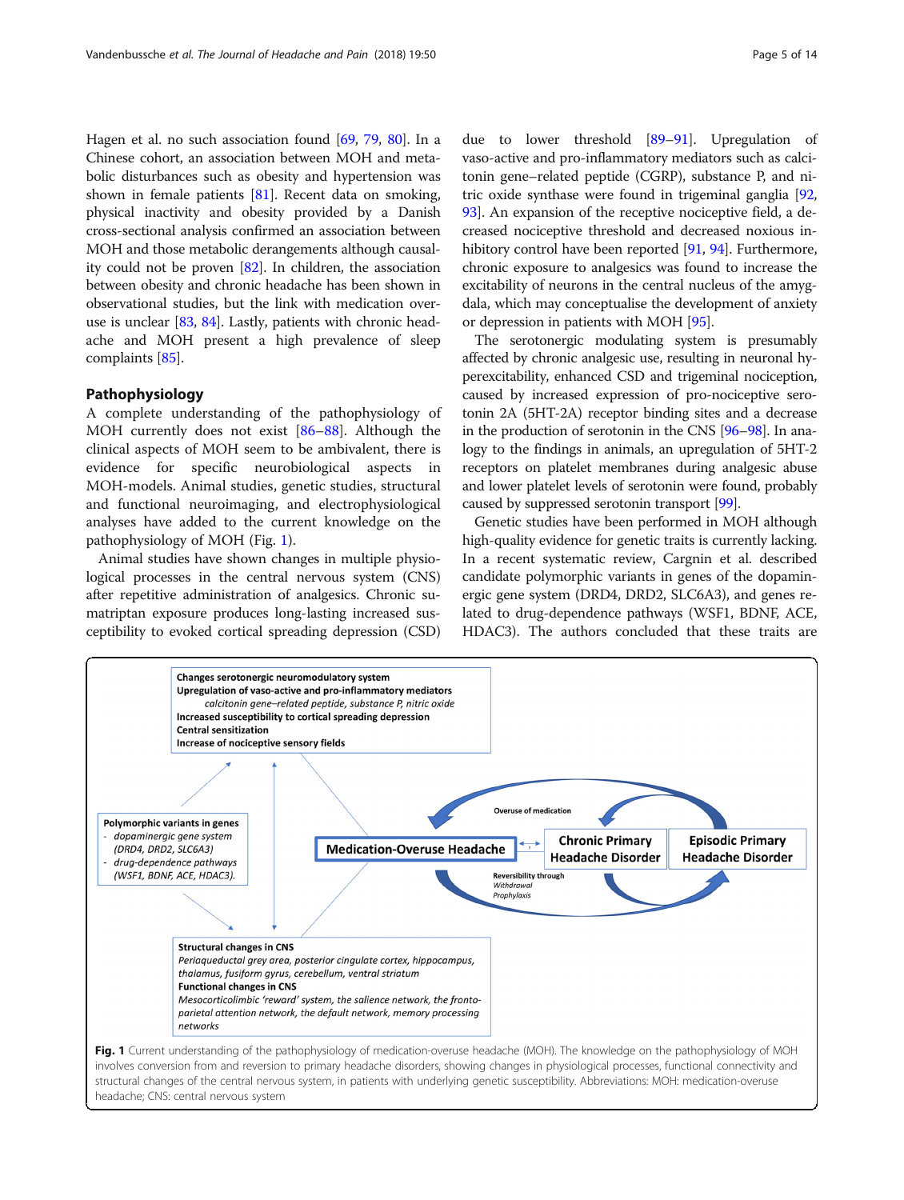Hagen et al. no such association found [69, 79, 80]. In a Chinese cohort, an association between MOH and metabolic disturbances such as obesity and hypertension was shown in female patients [81]. Recent data on smoking, physical inactivity and obesity provided by a Danish cross-sectional analysis confirmed an association between MOH and those metabolic derangements although causality could not be proven [82]. In children, the association between obesity and chronic headache has been shown in observational studies, but the link with medication overuse is unclear [83, 84]. Lastly, patients with chronic headache and MOH present a high prevalence of sleep complaints [85].

## Pathophysiology

A complete understanding of the pathophysiology of MOH currently does not exist [86–88]. Although the clinical aspects of MOH seem to be ambivalent, there is evidence for specific neurobiological aspects in MOH-models. Animal studies, genetic studies, structural and functional neuroimaging, and electrophysiological analyses have added to the current knowledge on the pathophysiology of MOH (Fig. 1).

Animal studies have shown changes in multiple physiological processes in the central nervous system (CNS) after repetitive administration of analgesics. Chronic sumatriptan exposure produces long-lasting increased susceptibility to evoked cortical spreading depression (CSD) due to lower threshold [89–91]. Upregulation of vaso-active and pro-inflammatory mediators such as calcitonin gene–related peptide (CGRP), substance P, and nitric oxide synthase were found in trigeminal ganglia [92, 93]. An expansion of the receptive nociceptive field, a decreased nociceptive threshold and decreased noxious inhibitory control have been reported [91, 94]. Furthermore, chronic exposure to analgesics was found to increase the excitability of neurons in the central nucleus of the amygdala, which may conceptualise the development of anxiety or depression in patients with MOH [95].

The serotonergic modulating system is presumably affected by chronic analgesic use, resulting in neuronal hyperexcitability, enhanced CSD and trigeminal nociception, caused by increased expression of pro-nociceptive serotonin 2A (5HT-2A) receptor binding sites and a decrease in the production of serotonin in the CNS [96–98]. In analogy to the findings in animals, an upregulation of 5HT-2 receptors on platelet membranes during analgesic abuse and lower platelet levels of serotonin were found, probably caused by suppressed serotonin transport [99].

Genetic studies have been performed in MOH although high-quality evidence for genetic traits is currently lacking. In a recent systematic review, Cargnin et al. described candidate polymorphic variants in genes of the dopaminergic gene system (DRD4, DRD2, SLC6A3), and genes related to drug-dependence pathways (WSF1, BDNF, ACE, HDAC3). The authors concluded that these traits are

**Fig. 1** Current understanding of the pathophysiology of medication-overuse headache (MOH). The knowledge on the pathophysiology of MOH involves conversion from and reversion to primary headache disorders, showing changes in physiological processes, functional connectivity and structural changes of the central nervous system, in patients with underlying genetic susceptibility. Abbreviations: MOH: medication-overuse headache; CNS: central nervous system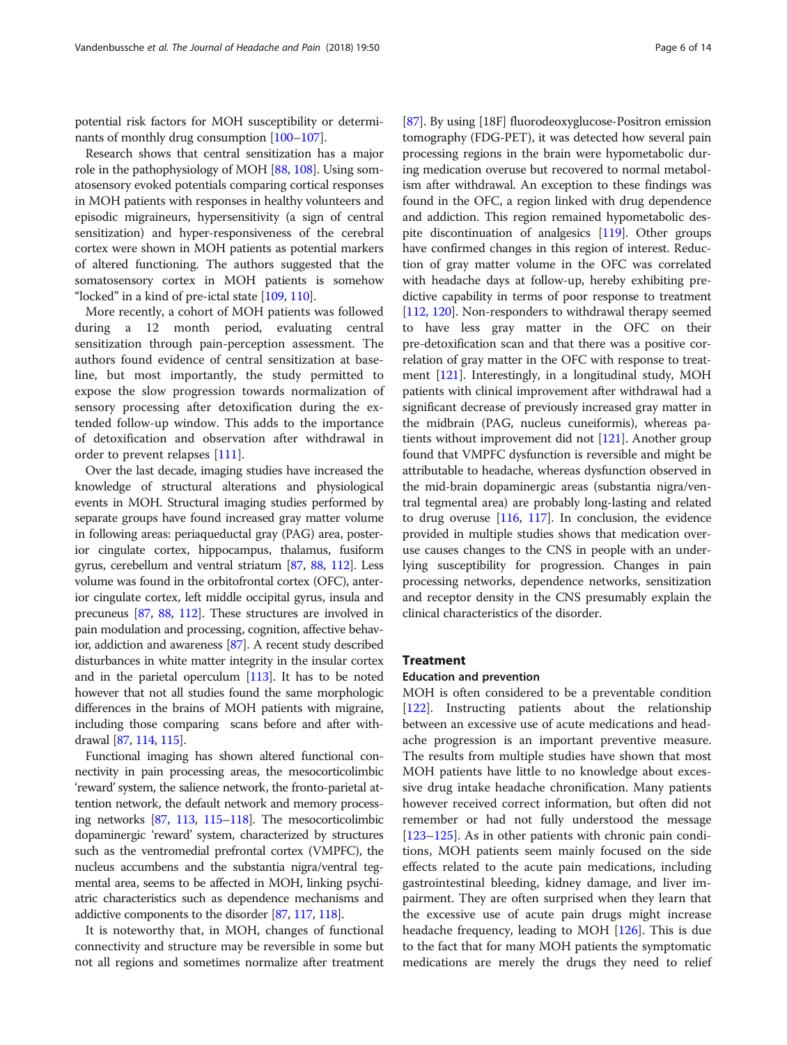potential risk factors for MOH susceptibility or determinants of monthly drug consumption [100–107].

Research shows that central sensitization has a major role in the pathophysiology of MOH [88, 108]. Using somatosensory evoked potentials comparing cortical responses in MOH patients with responses in healthy volunteers and episodic migraineurs, hypersensitivity (a sign of central sensitization) and hyper-responsiveness of the cerebral cortex were shown in MOH patients as potential markers of altered functioning. The authors suggested that the somatosensory cortex in MOH patients is somehow "locked" in a kind of pre-ictal state [109, 110].

More recently, a cohort of MOH patients was followed during a 12 month period, evaluating central sensitization through pain-perception assessment. The authors found evidence of central sensitization at baseline, but most importantly, the study permitted to expose the slow progression towards normalization of sensory processing after detoxification during the extended follow-up window. This adds to the importance of detoxification and observation after withdrawal in order to prevent relapses [111].

Over the last decade, imaging studies have increased the knowledge of structural alterations and physiological events in MOH. Structural imaging studies performed by separate groups have found increased gray matter volume in following areas: periaqueductal gray (PAG) area, posterior cingulate cortex, hippocampus, thalamus, fusiform gyrus, cerebellum and ventral striatum [87, 88, 112]. Less volume was found in the orbitofrontal cortex (OFC), anterior cingulate cortex, left middle occipital gyrus, insula and precuneus [87, 88, 112]. These structures are involved in pain modulation and processing, cognition, affective behavior, addiction and awareness [87]. A recent study described disturbances in white matter integrity in the insular cortex and in the parietal operculum [113]. It has to be noted however that not all studies found the same morphologic differences in the brains of MOH patients with migraine, including those comparing scans before and after withdrawal [87, 114, 115].

Functional imaging has shown altered functional connectivity in pain processing areas, the mesocorticolimbic 'reward' system, the salience network, the fronto-parietal attention network, the default network and memory processing networks [87, 113, 115–118]. The mesocorticolimbic dopaminergic 'reward' system, characterized by structures such as the ventromedial prefrontal cortex (VMPFC), the nucleus accumbens and the substantia nigra/ventral tegmental area, seems to be affected in MOH, linking psychiatric characteristics such as dependence mechanisms and addictive components to the disorder [87, 117, 118].

It is noteworthy that, in MOH, changes of functional connectivity and structure may be reversible in some but not all regions and sometimes normalize after treatment [87]. By using [18F] fluorodeoxyglucose-Positron emission tomography (FDG-PET), it was detected how several pain processing regions in the brain were hypometabolic during medication overuse but recovered to normal metabolism after withdrawal. An exception to these findings was found in the OFC, a region linked with drug dependence and addiction. This region remained hypometabolic despite discontinuation of analgesics [119]. Other groups have confirmed changes in this region of interest. Reduction of gray matter volume in the OFC was correlated with headache days at follow-up, hereby exhibiting predictive capability in terms of poor response to treatment [112, 120]. Non-responders to withdrawal therapy seemed to have less gray matter in the OFC on their pre-detoxification scan and that there was a positive correlation of gray matter in the OFC with response to treatment [121]. Interestingly, in a longitudinal study, MOH patients with clinical improvement after withdrawal had a significant decrease of previously increased gray matter in the midbrain (PAG, nucleus cuneiformis), whereas patients without improvement did not [121]. Another group found that VMPFC dysfunction is reversible and might be attributable to headache, whereas dysfunction observed in the mid-brain dopaminergic areas (substantia nigra/ventral tegmental area) are probably long-lasting and related to drug overuse [116, 117]. In conclusion, the evidence provided in multiple studies shows that medication overuse causes changes to the CNS in people with an underlying susceptibility for progression. Changes in pain processing networks, dependence networks, sensitization and receptor density in the CNS presumably explain the clinical characteristics of the disorder.

## Treatment

### Education and prevention

MOH is often considered to be a preventable condition [122]. Instructing patients about the relationship between an excessive use of acute medications and headache progression is an important preventive measure. The results from multiple studies have shown that most MOH patients have little to no knowledge about excessive drug intake headache chronification. Many patients however received correct information, but often did not remember or had not fully understood the message [123–125]. As in other patients with chronic pain conditions, MOH patients seem mainly focused on the side effects related to the acute pain medications, including gastrointestinal bleeding, kidney damage, and liver impairment. They are often surprised when they learn that the excessive use of acute pain drugs might increase headache frequency, leading to MOH [126]. This is due to the fact that for many MOH patients the symptomatic medications are merely the drugs they need to relief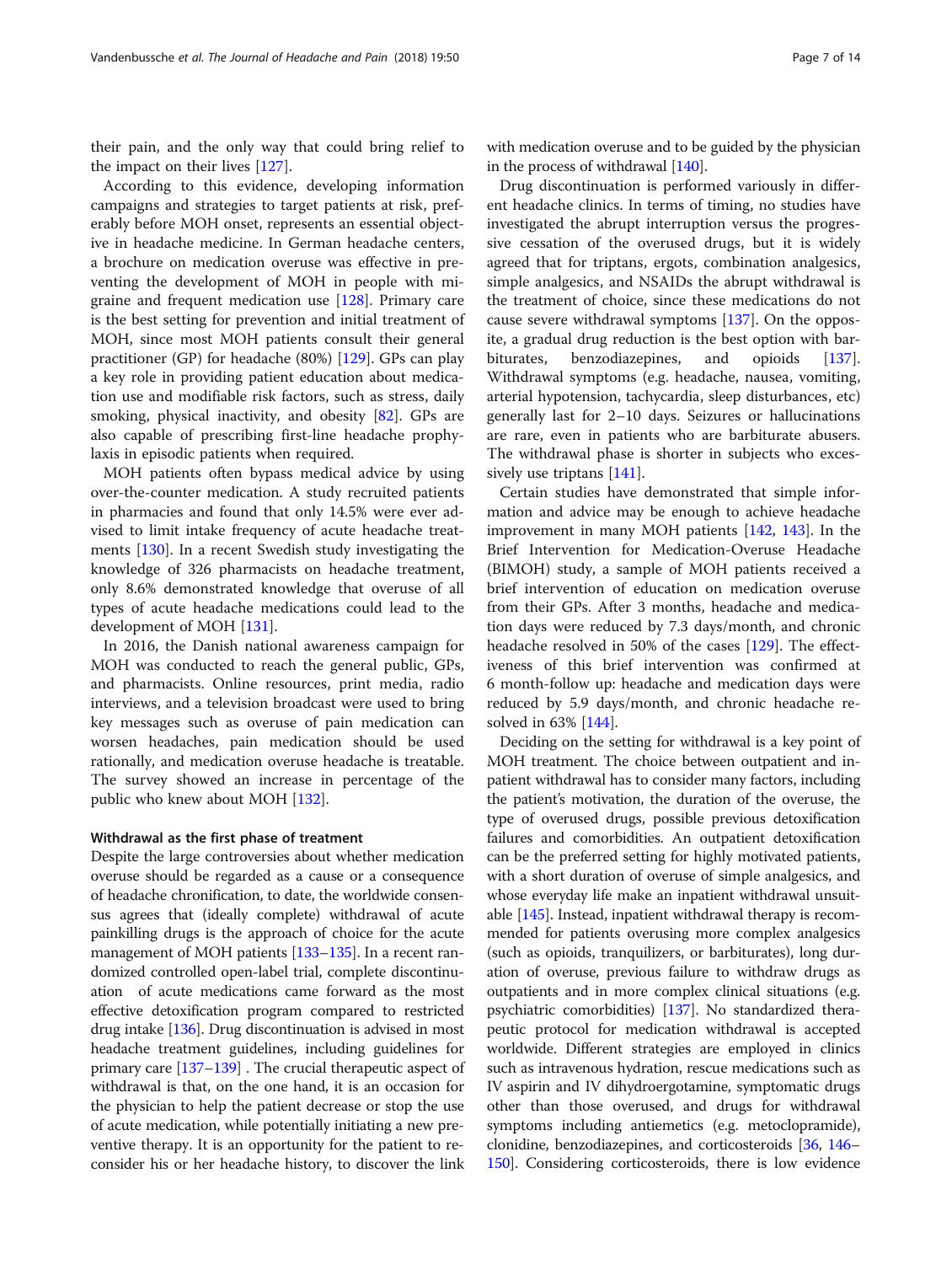their pain, and the only way that could bring relief to the impact on their lives [127].

According to this evidence, developing information campaigns and strategies to target patients at risk, preferably before MOH onset, represents an essential objective in headache medicine. In German headache centers, a brochure on medication overuse was effective in preventing the development of MOH in people with migraine and frequent medication use [128]. Primary care is the best setting for prevention and initial treatment of MOH, since most MOH patients consult their general practitioner (GP) for headache (80%) [129]. GPs can play a key role in providing patient education about medication use and modifiable risk factors, such as stress, daily smoking, physical inactivity, and obesity [82]. GPs are also capable of prescribing first-line headache prophylaxis in episodic patients when required.

MOH patients often bypass medical advice by using over-the-counter medication. A study recruited patients in pharmacies and found that only 14.5% were ever advised to limit intake frequency of acute headache treatments [130]. In a recent Swedish study investigating the knowledge of 326 pharmacists on headache treatment, only 8.6% demonstrated knowledge that overuse of all types of acute headache medications could lead to the development of MOH [131].

In 2016, the Danish national awareness campaign for MOH was conducted to reach the general public, GPs, and pharmacists. Online resources, print media, radio interviews, and a television broadcast were used to bring key messages such as overuse of pain medication can worsen headaches, pain medication should be used rationally, and medication overuse headache is treatable. The survey showed an increase in percentage of the public who knew about MOH [132].

#### Withdrawal as the first phase of treatment

Despite the large controversies about whether medication overuse should be regarded as a cause or a consequence of headache chronification, to date, the worldwide consensus agrees that (ideally complete) withdrawal of acute painkilling drugs is the approach of choice for the acute management of MOH patients [133–135]. In a recent randomized controlled open-label trial, complete discontinuation of acute medications came forward as the most effective detoxification program compared to restricted drug intake [136]. Drug discontinuation is advised in most headache treatment guidelines, including guidelines for primary care [137–139] . The crucial therapeutic aspect of withdrawal is that, on the one hand, it is an occasion for the physician to help the patient decrease or stop the use of acute medication, while potentially initiating a new preventive therapy. It is an opportunity for the patient to reconsider his or her headache history, to discover the link with medication overuse and to be guided by the physician in the process of withdrawal [140].

Drug discontinuation is performed variously in different headache clinics. In terms of timing, no studies have investigated the abrupt interruption versus the progressive cessation of the overused drugs, but it is widely agreed that for triptans, ergots, combination analgesics, simple analgesics, and NSAIDs the abrupt withdrawal is the treatment of choice, since these medications do not cause severe withdrawal symptoms [137]. On the opposite, a gradual drug reduction is the best option with barbiturates, benzodiazepines, and opioids [137]. Withdrawal symptoms (e.g. headache, nausea, vomiting, arterial hypotension, tachycardia, sleep disturbances, etc) generally last for 2–10 days. Seizures or hallucinations are rare, even in patients who are barbiturate abusers. The withdrawal phase is shorter in subjects who excessively use triptans [141].

Certain studies have demonstrated that simple information and advice may be enough to achieve headache improvement in many MOH patients [142, 143]. In the Brief Intervention for Medication-Overuse Headache (BIMOH) study, a sample of MOH patients received a brief intervention of education on medication overuse from their GPs. After 3 months, headache and medication days were reduced by 7.3 days/month, and chronic headache resolved in 50% of the cases [129]. The effectiveness of this brief intervention was confirmed at 6 month-follow up: headache and medication days were reduced by 5.9 days/month, and chronic headache resolved in 63% [144].

Deciding on the setting for withdrawal is a key point of MOH treatment. The choice between outpatient and inpatient withdrawal has to consider many factors, including the patient's motivation, the duration of the overuse, the type of overused drugs, possible previous detoxification failures and comorbidities. An outpatient detoxification can be the preferred setting for highly motivated patients, with a short duration of overuse of simple analgesics, and whose everyday life make an inpatient withdrawal unsuitable [145]. Instead, inpatient withdrawal therapy is recommended for patients overusing more complex analgesics (such as opioids, tranquilizers, or barbiturates), long duration of overuse, previous failure to withdraw drugs as outpatients and in more complex clinical situations (e.g. psychiatric comorbidities) [137]. No standardized therapeutic protocol for medication withdrawal is accepted worldwide. Different strategies are employed in clinics such as intravenous hydration, rescue medications such as IV aspirin and IV dihydroergotamine, symptomatic drugs other than those overused, and drugs for withdrawal symptoms including antiemetics (e.g. metoclopramide), clonidine, benzodiazepines, and corticosteroids [36, 146–150]. Considering corticosteroids, there is low evidence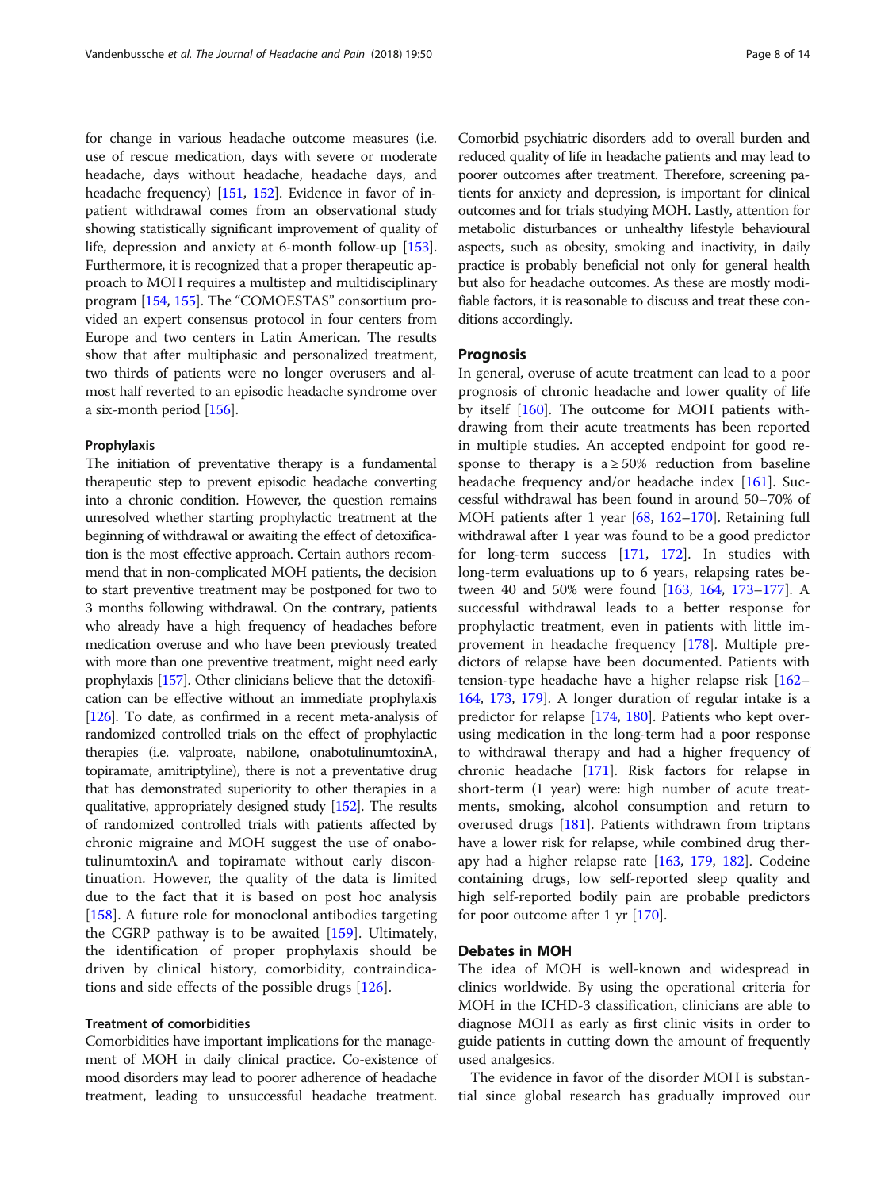for change in various headache outcome measures (i.e. use of rescue medication, days with severe or moderate headache, days without headache, headache days, and headache frequency) [151, 152]. Evidence in favor of inpatient withdrawal comes from an observational study showing statistically significant improvement of quality of life, depression and anxiety at 6-month follow-up [153]. Furthermore, it is recognized that a proper therapeutic approach to MOH requires a multistep and multidisciplinary program [154, 155]. The "COMOESTAS" consortium provided an expert consensus protocol in four centers from Europe and two centers in Latin American. The results show that after multiphasic and personalized treatment, two thirds of patients were no longer overusers and almost half reverted to an episodic headache syndrome over a six-month period [156].

#### Prophylaxis

The initiation of preventative therapy is a fundamental therapeutic step to prevent episodic headache converting into a chronic condition. However, the question remains unresolved whether starting prophylactic treatment at the beginning of withdrawal or awaiting the effect of detoxification is the most effective approach. Certain authors recommend that in non-complicated MOH patients, the decision to start preventive treatment may be postponed for two to 3 months following withdrawal. On the contrary, patients who already have a high frequency of headaches before medication overuse and who have been previously treated with more than one preventive treatment, might need early prophylaxis [157]. Other clinicians believe that the detoxification can be effective without an immediate prophylaxis [126]. To date, as confirmed in a recent meta-analysis of randomized controlled trials on the effect of prophylactic therapies (i.e. valproate, nabilone, onabotulinumtoxinA, topiramate, amitriptyline), there is not a preventative drug that has demonstrated superiority to other therapies in a qualitative, appropriately designed study [152]. The results of randomized controlled trials with patients affected by chronic migraine and MOH suggest the use of onabotulinumtoxinA and topiramate without early discontinuation. However, the quality of the data is limited due to the fact that it is based on post hoc analysis [158]. A future role for monoclonal antibodies targeting the CGRP pathway is to be awaited [159]. Ultimately, the identification of proper prophylaxis should be driven by clinical history, comorbidity, contraindications and side effects of the possible drugs [126].

#### Treatment of comorbidities

Comorbidities have important implications for the management of MOH in daily clinical practice. Co-existence of mood disorders may lead to poorer adherence of headache treatment, leading to unsuccessful headache treatment. Comorbid psychiatric disorders add to overall burden and reduced quality of life in headache patients and may lead to poorer outcomes after treatment. Therefore, screening patients for anxiety and depression, is important for clinical outcomes and for trials studying MOH. Lastly, attention for metabolic disturbances or unhealthy lifestyle behavioural aspects, such as obesity, smoking and inactivity, in daily practice is probably beneficial not only for general health but also for headache outcomes. As these are mostly modifiable factors, it is reasonable to discuss and treat these conditions accordingly.

### Prognosis

In general, overuse of acute treatment can lead to a poor prognosis of chronic headache and lower quality of life by itself [160]. The outcome for MOH patients withdrawing from their acute treatments has been reported in multiple studies. An accepted endpoint for good response to therapy is a $\geq 50\%$ reduction from baseline headache frequency and/or headache index [161]. Successful withdrawal has been found in around 50–70% of MOH patients after 1 year [68, 162–170]. Retaining full withdrawal after 1 year was found to be a good predictor for long-term success [171, 172]. In studies with long-term evaluations up to 6 years, relapsing rates between 40 and 50% were found [163, 164, 173–177]. A successful withdrawal leads to a better response for prophylactic treatment, even in patients with little improvement in headache frequency [178]. Multiple predictors of relapse have been documented. Patients with tension-type headache have a higher relapse risk [162–164, 173, 179]. A longer duration of regular intake is a predictor for relapse [174, 180]. Patients who kept overusing medication in the long-term had a poor response to withdrawal therapy and had a higher frequency of chronic headache [171]. Risk factors for relapse in short-term (1 year) were: high number of acute treatments, smoking, alcohol consumption and return to overused drugs [181]. Patients withdrawn from triptans have a lower risk for relapse, while combined drug therapy had a higher relapse rate [163, 179, 182]. Codeine containing drugs, low self-reported sleep quality and high self-reported bodily pain are probable predictors for poor outcome after 1 yr [170].

## Debates in MOH

The idea of MOH is well-known and widespread in clinics worldwide. By using the operational criteria for MOH in the ICHD-3 classification, clinicians are able to diagnose MOH as early as first clinic visits in order to guide patients in cutting down the amount of frequently used analgesics.

The evidence in favor of the disorder MOH is substantial since global research has gradually improved our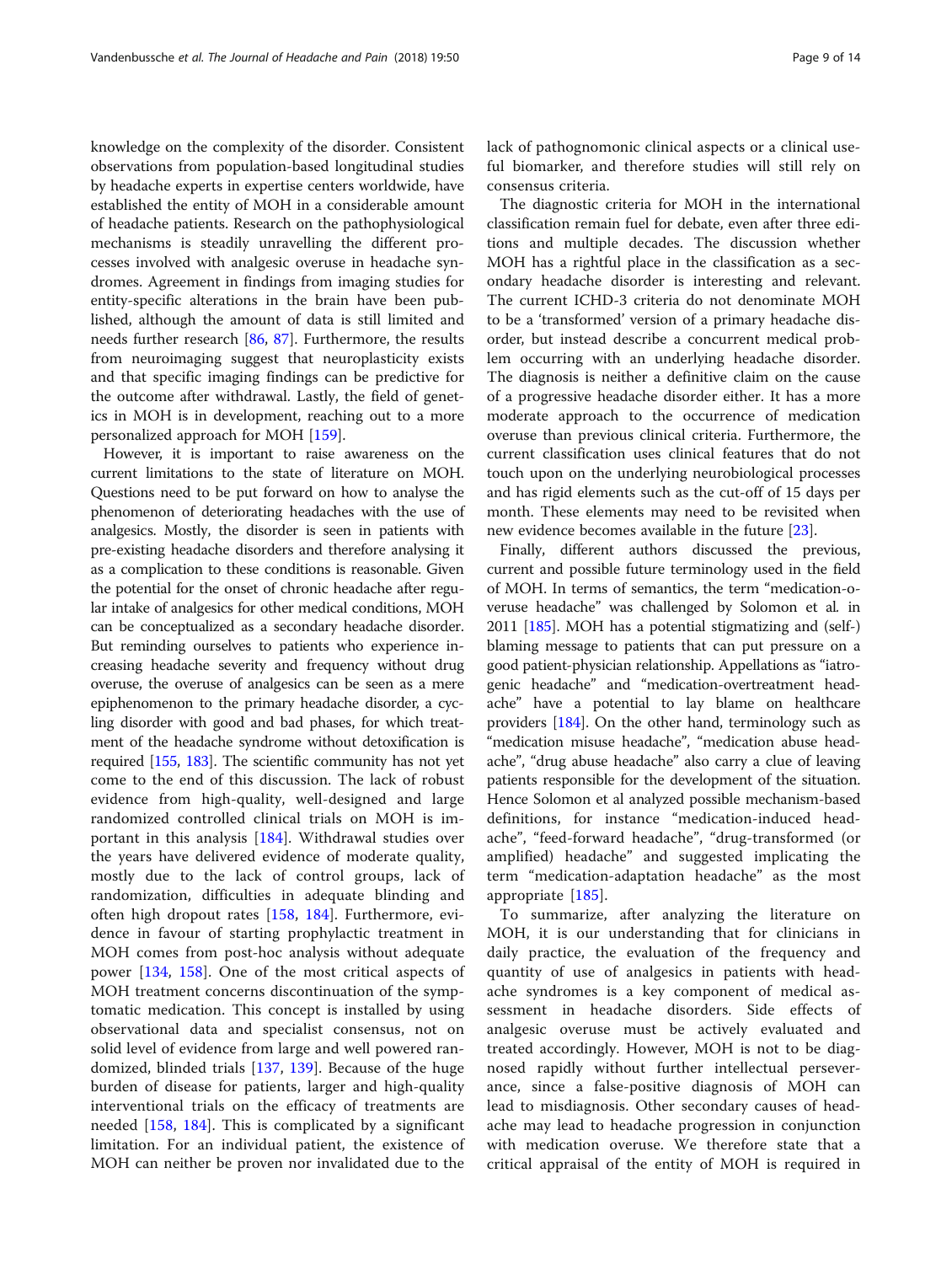knowledge on the complexity of the disorder. Consistent observations from population-based longitudinal studies by headache experts in expertise centers worldwide, have established the entity of MOH in a considerable amount of headache patients. Research on the pathophysiological mechanisms is steadily unravelling the different processes involved with analgesic overuse in headache syndromes. Agreement in findings from imaging studies for entity-specific alterations in the brain have been published, although the amount of data is still limited and needs further research [86, 87]. Furthermore, the results from neuroimaging suggest that neuroplasticity exists and that specific imaging findings can be predictive for the outcome after withdrawal. Lastly, the field of genetics in MOH is in development, reaching out to a more personalized approach for MOH [159].

However, it is important to raise awareness on the current limitations to the state of literature on MOH. Questions need to be put forward on how to analyse the phenomenon of deteriorating headaches with the use of analgesics. Mostly, the disorder is seen in patients with pre-existing headache disorders and therefore analysing it as a complication to these conditions is reasonable. Given the potential for the onset of chronic headache after regular intake of analgesics for other medical conditions, MOH can be conceptualized as a secondary headache disorder. But reminding ourselves to patients who experience increasing headache severity and frequency without drug overuse, the overuse of analgesics can be seen as a mere epiphenomenon to the primary headache disorder, a cycling disorder with good and bad phases, for which treatment of the headache syndrome without detoxification is required [155, 183]. The scientific community has not yet come to the end of this discussion. The lack of robust evidence from high-quality, well-designed and large randomized controlled clinical trials on MOH is important in this analysis [184]. Withdrawal studies over the years have delivered evidence of moderate quality, mostly due to the lack of control groups, lack of randomization, difficulties in adequate blinding and often high dropout rates [158, 184]. Furthermore, evidence in favour of starting prophylactic treatment in MOH comes from post-hoc analysis without adequate power [134, 158]. One of the most critical aspects of MOH treatment concerns discontinuation of the symptomatic medication. This concept is installed by using observational data and specialist consensus, not on solid level of evidence from large and well powered randomized, blinded trials [137, 139]. Because of the huge burden of disease for patients, larger and high-quality interventional trials on the efficacy of treatments are needed [158, 184]. This is complicated by a significant limitation. For an individual patient, the existence of MOH can neither be proven nor invalidated due to the lack of pathognomonic clinical aspects or a clinical useful biomarker, and therefore studies will still rely on consensus criteria.

The diagnostic criteria for MOH in the international classification remain fuel for debate, even after three editions and multiple decades. The discussion whether MOH has a rightful place in the classification as a secondary headache disorder is interesting and relevant. The current ICHD-3 criteria do not denominate MOH to be a 'transformed' version of a primary headache disorder, but instead describe a concurrent medical problem occurring with an underlying headache disorder. The diagnosis is neither a definitive claim on the cause of a progressive headache disorder either. It has a more moderate approach to the occurrence of medication overuse than previous clinical criteria. Furthermore, the current classification uses clinical features that do not touch upon on the underlying neurobiological processes and has rigid elements such as the cut-off of 15 days per month. These elements may need to be revisited when new evidence becomes available in the future [23].

Finally, different authors discussed the previous, current and possible future terminology used in the field of MOH. In terms of semantics, the term "medication-overuse headache" was challenged by Solomon et al. in 2011 [185]. MOH has a potential stigmatizing and (self-) blaming message to patients that can put pressure on a good patient-physician relationship. Appellations as "iatrogenic headache" and "medication-overtreatment headache" have a potential to lay blame on healthcare providers [184]. On the other hand, terminology such as "medication misuse headache", "medication abuse headache", "drug abuse headache" also carry a clue of leaving patients responsible for the development of the situation. Hence Solomon et al analyzed possible mechanism-based definitions, for instance "medication-induced headache", "feed-forward headache", "drug-transformed (or amplified) headache" and suggested implicating the term "medication-adaptation headache" as the most appropriate [185].

To summarize, after analyzing the literature on MOH, it is our understanding that for clinicians in daily practice, the evaluation of the frequency and quantity of use of analgesics in patients with headache syndromes is a key component of medical assessment in headache disorders. Side effects of analgesic overuse must be actively evaluated and treated accordingly. However, MOH is not to be diagnosed rapidly without further intellectual perseverance, since a false-positive diagnosis of MOH can lead to misdiagnosis. Other secondary causes of headache may lead to headache progression in conjunction with medication overuse. We therefore state that a critical appraisal of the entity of MOH is required in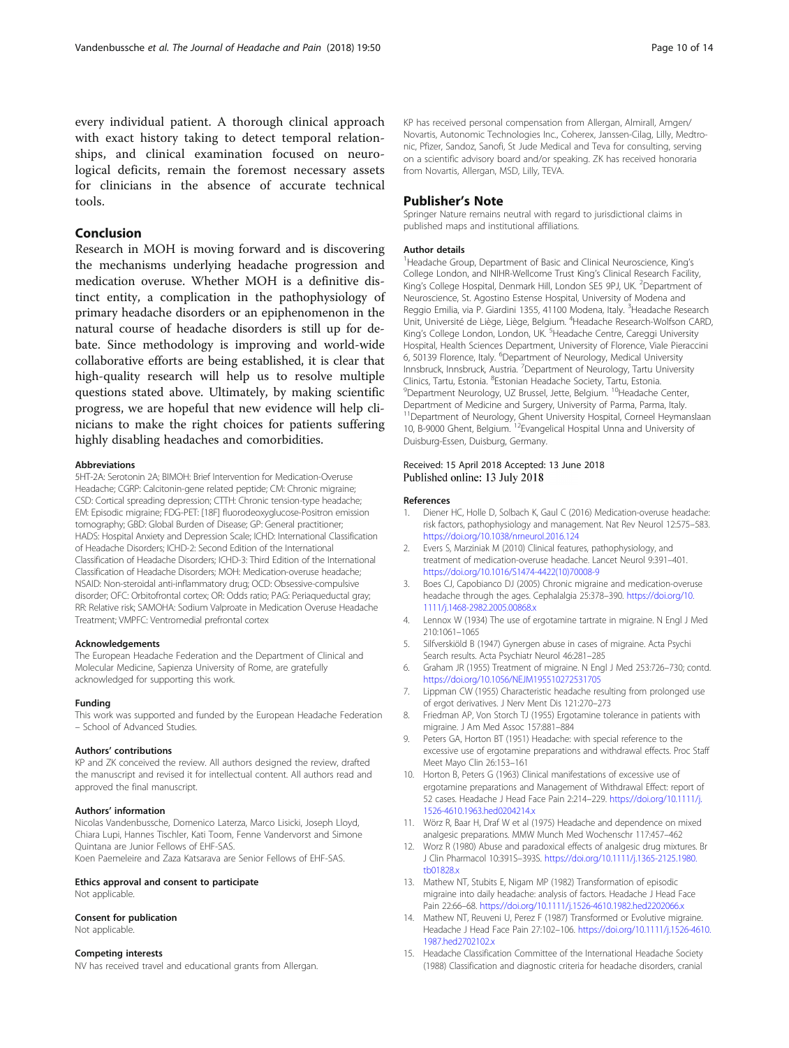every individual patient. A thorough clinical approach with exact history taking to detect temporal relationships, and clinical examination focused on neurological deficits, remain the foremost necessary assets for clinicians in the absence of accurate technical tools.

## Conclusion

Research in MOH is moving forward and is discovering the mechanisms underlying headache progression and medication overuse. Whether MOH is a definitive distinct entity, a complication in the pathophysiology of primary headache disorders or an epiphenomenon in the natural course of headache disorders is still up for debate. Since methodology is improving and world-wide collaborative efforts are being established, it is clear that high-quality research will help us to resolve multiple questions stated above. Ultimately, by making scientific progress, we are hopeful that new evidence will help clinicians to make the right choices for patients suffering highly disabling headaches and comorbidities.

#### Abbreviations

5HT-2A: Serotonin 2A; BIMOH: Brief Intervention for Medication-Overuse Headache; CGRP: Calcitonin-gene related peptide; CM: Chronic migraine; CSD: Cortical spreading depression; CTTH: Chronic tension-type headache; EM: Episodic migraine; FDG-PET: [18F] fluorodeoxyglucose-Positron emission tomography; GBD: Global Burden of Disease; GP: General practitioner; HADS: Hospital Anxiety and Depression Scale; ICHD: International Classification of Headache Disorders; ICHD-2: Second Edition of the International Classification of Headache Disorders; ICHD-3: Third Edition of the International Classification of Headache Disorders; MOH: Medication-overuse headache; NSAID: Non-steroidal anti-inflammatory drug; OCD: Obsessive-compulsive disorder; OFC: Orbitofrontal cortex; OR: Odds ratio; PAG: Periaqueductal gray; RR: Relative risk; SAMOHA: Sodium Valproate in Medication Overuse Headache Treatment; VMPFC: Ventromedial prefrontal cortex

#### Acknowledgements

The European Headache Federation and the Department of Clinical and Molecular Medicine, Sapienza University of Rome, are gratefully acknowledged for supporting this work.

#### Funding

This work was supported and funded by the European Headache Federation – School of Advanced Studies.

#### Authors' contributions

KP and ZK conceived the review. All authors designed the review, drafted the manuscript and revised it for intellectual content. All authors read and approved the final manuscript.

#### Authors' information

Nicolas Vandenbussche, Domenico Laterza, Marco Lisicki, Joseph Lloyd, Chiara Lupi, Hannes Tischler, Kati Toom, Fenne Vandervorst and Simone Quintana are Junior Fellows of EHF-SAS.
Koen Paemeleire and Zaza Katsarava are Senior Fellows of EHF-SAS.

#### Ethics approval and consent to participate

Not applicable.

#### Consent for publication

Not applicable.

#### Competing interests

NV has received travel and educational grants from Allergan. KP has received personal compensation from Allergan, Almirall, Amgen/Novartis, Autonomic Technologies Inc., Coherex, Janssen-Cilag, Lilly, Medtronic, Pfizer, Sandoz, Sanofi, St Jude Medical and Teva for consulting, serving on a scientific advisory board and/or speaking. ZK has received honoraria from Novartis, Allergan, MSD, Lilly, TEVA.

## Publisher's Note

Springer Nature remains neutral with regard to jurisdictional claims in published maps and institutional affiliations.

#### Author details

[1]Headache Group, Department of Basic and Clinical Neuroscience, King's College London, and NIHR-Wellcome Trust King's Clinical Research Facility, King's College Hospital, Denmark Hill, London SE5 9PJ, UK. [2]Department of Neuroscience, St. Agostino Estense Hospital, University of Modena and Reggio Emilia, via P. Giardini 1355, 41100 Modena, Italy. [3]Headache Research Unit, Université de Liège, Liège, Belgium. [4]Headache Research-Wolfson CARD, King's College London, London, UK. [5]Headache Centre, Careggi University Hospital, Health Sciences Department, University of Florence, Viale Pieraccini 6, 50139 Florence, Italy. [6]Department of Neurology, Medical University Innsbruck, Innsbruck, Austria. [7]Department of Neurology, Tartu University Clinics, Tartu, Estonia. [8]Estonian Headache Society, Tartu, Estonia. [9]Department Neurology, UZ Brussel, Jette, Belgium. [10]Headache Center, Department of Medicine and Surgery, University of Parma, Parma, Italy. [11]Department of Neurology, Ghent University Hospital, Corneel Heymanslaan 10, B-9000 Ghent, Belgium. [12]Evangelical Hospital Unna and University of Duisburg-Essen, Duisburg, Germany.

Received: 15 April 2018 Accepted: 13 June 2018
Published online: 13 July 2018

#### References

1. Diener HC, Holle D, Solbach K, Gaul C (2016) Medication-overuse headache: risk factors, pathophysiology and management. Nat Rev Neurol 12:575–583. https://doi.org/10.1038/nrneurol.2016.124
2. Evers S, Marziniak M (2010) Clinical features, pathophysiology, and treatment of medication-overuse headache. Lancet Neurol 9:391–401. https://doi.org/10.1016/S1474-4422(10)70008-9
3. Boes CJ, Capobianco DJ (2005) Chronic migraine and medication-overuse headache through the ages. Cephalalgia 25:378–390. https://doi.org/10.1111/j.1468-2982.2005.00868.x
4. Lennox W (1934) The use of ergotamine tartrate in migraine. N Engl J Med 210:1061–1065
5. Silfverskiöld B (1947) Gynergen abuse in cases of migraine. Acta Psychi Search results. Acta Psychiatr Neurol 46:281–285
6. Graham JR (1955) Treatment of migraine. N Engl J Med 253:726–730; contd. https://doi.org/10.1056/NEJM195510272531705
7. Lippman CW (1955) Characteristic headache resulting from prolonged use of ergot derivatives. J Nerv Ment Dis 121:270–273
8. Friedman AP, Von Storch TJ (1955) Ergotamine tolerance in patients with migraine. J Am Med Assoc 157:881–884
9. Peters GA, Horton BT (1951) Headache: with special reference to the excessive use of ergotamine preparations and withdrawal effects. Proc Staff Meet Mayo Clin 26:153–161
10. Horton B, Peters G (1963) Clinical manifestations of excessive use of ergotamine preparations and Management of Withdrawal Effect: report of 52 cases. Headache J Head Face Pain 2:214–229. https://doi.org/10.1111/j.1526-4610.1963.hed0204214.x
11. Wörz R, Baar H, Draf W et al (1975) Headache and dependence on mixed analgesic preparations. MMW Munch Med Wochenschr 117:457–462
12. Worz R (1980) Abuse and paradoxical effects of analgesic drug mixtures. Br J Clin Pharmacol 10:391S–393S. https://doi.org/10.1111/j.1365-2125.1980.tb01828.x
13. Mathew NT, Stubits E, Nigam MP (1982) Transformation of episodic migraine into daily headache: analysis of factors. Headache J Head Face Pain 22:66–68. https://doi.org/10.1111/j.1526-4610.1982.hed2202066.x
14. Mathew NT, Reuveni U, Perez F (1987) Transformed or Evolutive migraine. Headache J Head Face Pain 27:102–106. https://doi.org/10.1111/j.1526-4610.1987.hed2702102.x
15. Headache Classification Committee of the International Headache Society (1988) Classification and diagnostic criteria for headache disorders, cranial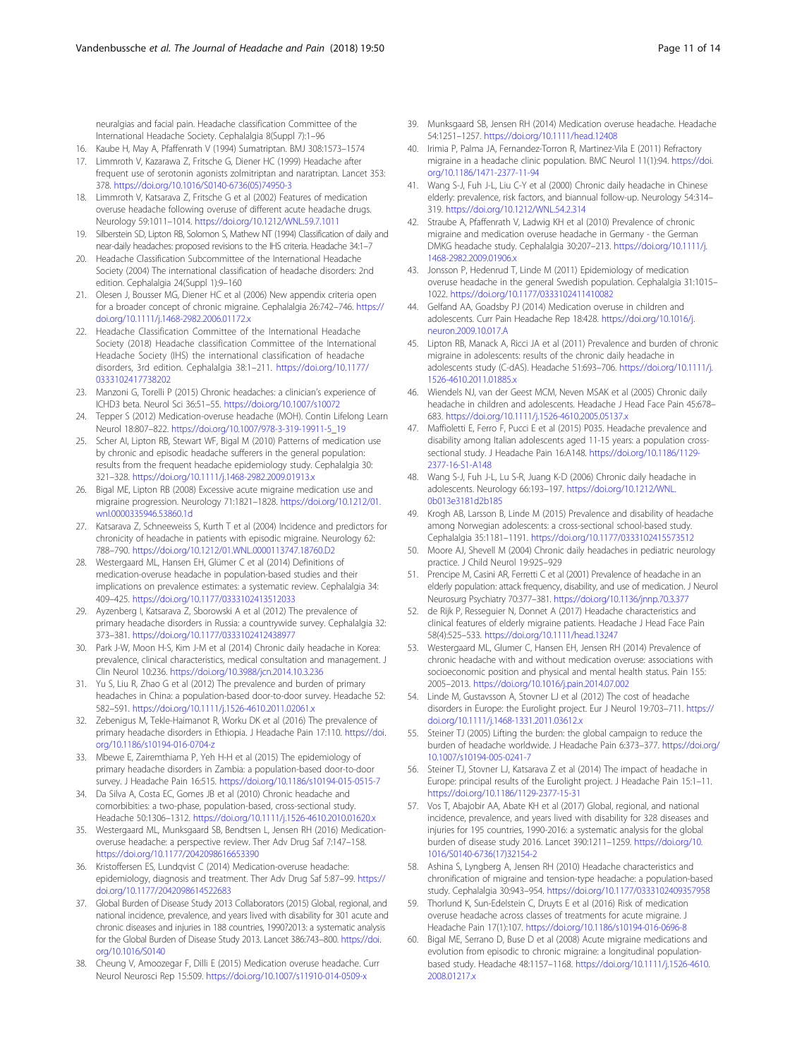neuralgias and facial pain. Headache classification Committee of the International Headache Society. Cephalalgia 8(Suppl 7):1–96

16. Kaube H, May A, Pfaffenrath V (1994) Sumatriptan. BMJ 308:1573–1574
17. Limmroth V, Kazarawa Z, Fritsche G, Diener HC (1999) Headache after frequent use of serotonin agonists zolmitriptan and naratriptan. Lancet 353: 378. https://doi.org/10.1016/S0140-6736(05)74950-3
18. Limmroth V, Katsarava Z, Fritsche G et al (2002) Features of medication overuse headache following overuse of different acute headache drugs. Neurology 59:1011–1014. https://doi.org/10.1212/WNL.59.7.1011
19. Silberstein SD, Lipton RB, Solomon S, Mathew NT (1994) Classification of daily and near-daily headaches: proposed revisions to the IHS criteria. Headache 34:1–7
20. Headache Classification Subcommittee of the International Headache Society (2004) The international classification of headache disorders: 2nd edition. Cephalalgia 24(Suppl 1):9–160
21. Olesen J, Bousser MG, Diener HC et al (2006) New appendix criteria open for a broader concept of chronic migraine. Cephalalgia 26:742–746. https://doi.org/10.1111/j.1468-2982.2006.01172.x
22. Headache Classification Committee of the International Headache Society (2018) Headache classification Committee of the International Headache Society (IHS) the international classification of headache disorders, 3rd edition. Cephalalgia 38:1–211. https://doi.org/10.1177/0333102417738202
23. Manzoni G, Torelli P (2015) Chronic headaches: a clinician's experience of ICHD3 beta. Neurol Sci 36:51–55. https://doi.org/10.1007/s10072
24. Tepper S (2012) Medication-overuse headache (MOH). Contin Lifelong Learn Neurol 18:807–822. https://doi.org/10.1007/978-3-319-19911-5_19
25. Scher AI, Lipton RB, Stewart WF, Bigal M (2010) Patterns of medication use by chronic and episodic headache sufferers in the general population: results from the frequent headache epidemiology study. Cephalalgia 30: 321–328. https://doi.org/10.1111/j.1468-2982.2009.01913.x
26. Bigal ME, Lipton RB (2008) Excessive acute migraine medication use and migraine progression. Neurology 71:1821–1828. https://doi.org/10.1212/01.wnl.0000335946.53860.1d
27. Katsarava Z, Schneeweiss S, Kurth T et al (2004) Incidence and predictors for chronicity of headache in patients with episodic migraine. Neurology 62: 788–790. https://doi.org/10.1212/01.WNL.0000113747.18760.D2
28. Westergaard ML, Hansen EH, Glümer C et al (2014) Definitions of medication-overuse headache in population-based studies and their implications on prevalence estimates: a systematic review. Cephalalgia 34: 409–425. https://doi.org/10.1177/0333102413512033
29. Ayzenberg I, Katsarava Z, Sborowski A et al (2012) The prevalence of primary headache disorders in Russia: a countrywide survey. Cephalalgia 32: 373–381. https://doi.org/10.1177/0333102412438977
30. Park J-W, Moon H-S, Kim J-M et al (2014) Chronic daily headache in Korea: prevalence, clinical characteristics, medical consultation and management. J Clin Neurol 10:236. https://doi.org/10.3988/jcn.2014.10.3.236
31. Yu S, Liu R, Zhao G et al (2012) The prevalence and burden of primary headaches in China: a population-based door-to-door survey. Headache 52: 582–591. https://doi.org/10.1111/j.1526-4610.2011.02061.x
32. Zebenigus M, Tekle-Haimanot R, Worku DK et al (2016) The prevalence of primary headache disorders in Ethiopia. J Headache Pain 17:110. https://doi.org/10.1186/s10194-016-0704-z
33. Mbewe E, Zairemthiama P, Yeh H-H et al (2015) The epidemiology of primary headache disorders in Zambia: a population-based door-to-door survey. J Headache Pain 16:515. https://doi.org/10.1186/s10194-015-0515-7
34. Da Silva A, Costa EC, Gomes JB et al (2010) Chronic headache and comorbibities: a two-phase, population-based, cross-sectional study. Headache 50:1306–1312. https://doi.org/10.1111/j.1526-4610.2010.01620.x
35. Westergaard ML, Munksgaard SB, Bendtsen L, Jensen RH (2016) Medication-overuse headache: a perspective review. Ther Adv Drug Saf 7:147–158. https://doi.org/10.1177/2042098616653390
36. Kristoffersen ES, Lundqvist C (2014) Medication-overuse headache: epidemiology, diagnosis and treatment. Ther Adv Drug Saf 5:87–99. https://doi.org/10.1177/2042098614522683
37. Global Burden of Disease Study 2013 Collaborators (2015) Global, regional, and national incidence, prevalence, and years lived with disability for 301 acute and chronic diseases and injuries in 188 countries, 199072013: a systematic analysis for the Global Burden of Disease Study 2013. Lancet 386:743–800. https://doi.org/10.1016/S0140
38. Cheung V, Amoozegar F, Dilli E (2015) Medication overuse headache. Curr Neurol Neurosci Rep 15:509. https://doi.org/10.1007/s11910-014-0509-x
39. Munksgaard SB, Jensen RH (2014) Medication overuse headache. Headache 54:1251–1257. https://doi.org/10.1111/head.12408
40. Irimia P, Palma JA, Fernandez-Torron R, Martinez-Vila E (2011) Refractory migraine in a headache clinic population. BMC Neurol 11(1):94. https://doi.org/10.1186/1471-2377-11-94
41. Wang S-J, Fuh J-L, Liu C-Y et al (2000) Chronic daily headache in Chinese elderly: prevalence, risk factors, and biannual follow-up. Neurology 54:314–319. https://doi.org/10.1212/WNL.54.2.314
42. Straube A, Pfaffenrath V, Ladwig KH et al (2010) Prevalence of chronic migraine and medication overuse headache in Germany - the German DMKG headache study. Cephalalgia 30:207–213. https://doi.org/10.1111/j.1468-2982.2009.01906.x
43. Jonsson P, Hedenrud T, Linde M (2011) Epidemiology of medication overuse headache in the general Swedish population. Cephalalgia 31:1015–1022. https://doi.org/10.1177/0333102411410082
44. Gelfand AA, Goadsby PJ (2014) Medication overuse in children and adolescents. Curr Pain Headache Rep 18:428. https://doi.org/10.1016/j.neuron.2009.10.017.A
45. Lipton RB, Manack A, Ricci JA et al (2011) Prevalence and burden of chronic migraine in adolescents: results of the chronic daily headache in adolescents study (C-dAS). Headache 51:693–706. https://doi.org/10.1111/j.1526-4610.2011.01885.x
46. Wiendels NJ, van der Geest MCM, Neven MSAK et al (2005) Chronic daily headache in children and adolescents. Headache J Head Face Pain 45:678–683. https://doi.org/10.1111/j.1526-4610.2005.05137.x
47. Maffioletti E, Ferro F, Pucci E et al (2015) P035. Headache prevalence and disability among Italian adolescents aged 11-15 years: a population cross-sectional study. J Headache Pain 16:A148. https://doi.org/10.1186/1129-2377-16-S1-A148
48. Wang S-J, Fuh J-L, Lu S-R, Juang K-D (2006) Chronic daily headache in adolescents. Neurology 66:193–197. https://doi.org/10.1212/WNL.0b013e3181d2b185
49. Krogh AB, Larsson B, Linde M (2015) Prevalence and disability of headache among Norwegian adolescents: a cross-sectional school-based study. Cephalalgia 35:1181–1191. https://doi.org/10.1177/0333102415573512
50. Moore AJ, Shevell M (2004) Chronic daily headaches in pediatric neurology practice. J Child Neurol 19:925–929
51. Prencipe M, Casini AR, Ferretti C et al (2001) Prevalence of headache in an elderly population: attack frequency, disability, and use of medication. J Neurol Neurosurg Psychiatry 70:377–381. https://doi.org/10.1136/jnnp.70.3.377
52. de Rijk P, Resseguier N, Donnet A (2017) Headache characteristics and clinical features of elderly migraine patients. Headache J Head Face Pain 58(4):525–533. https://doi.org/10.1111/head.13247
53. Westergaard ML, Glumer C, Hansen EH, Jensen RH (2014) Prevalence of chronic headache with and without medication overuse: associations with socioeconomic position and physical and mental health status. Pain 155: 2005–2013. https://doi.org/10.1016/j.pain.2014.07.002
54. Linde M, Gustavsson A, Stovner LJ et al (2012) The cost of headache disorders in Europe: the Eurolight project. Eur J Neurol 19:703–711. https://doi.org/10.1111/j.1468-1331.2011.03612.x
55. Steiner TJ (2005) Lifting the burden: the global campaign to reduce the burden of headache worldwide. J Headache Pain 6:373–377. https://doi.org/10.1007/s10194-005-0241-7
56. Steiner TJ, Stovner LJ, Katsarava Z et al (2014) The impact of headache in Europe: principal results of the Eurolight project. J Headache Pain 15:1–11. https://doi.org/10.1186/1129-2377-15-31
57. Vos T, Abajobir AA, Abate KH et al (2017) Global, regional, and national incidence, prevalence, and years lived with disability for 328 diseases and injuries for 195 countries, 1990-2016: a systematic analysis for the global burden of disease study 2016. Lancet 390:1211–1259. https://doi.org/10.1016/S0140-6736(17)32154-2
58. Ashina S, Lyngberg A, Jensen RH (2010) Headache characteristics and chronification of migraine and tension-type headache: a population-based study. Cephalalgia 30:943–954. https://doi.org/10.1177/0333102409357958
59. Thorlund K, Sun-Edelstein C, Druyts E et al (2016) Risk of medication overuse headache across classes of treatments for acute migraine. J Headache Pain 17(1):107. https://doi.org/10.1186/s10194-016-0696-8
60. Bigal ME, Serrano D, Buse D et al (2008) Acute migraine medications and evolution from episodic to chronic migraine: a longitudinal population-based study. Headache 48:1157–1168. https://doi.org/10.1111/j.1526-4610.2008.01217.x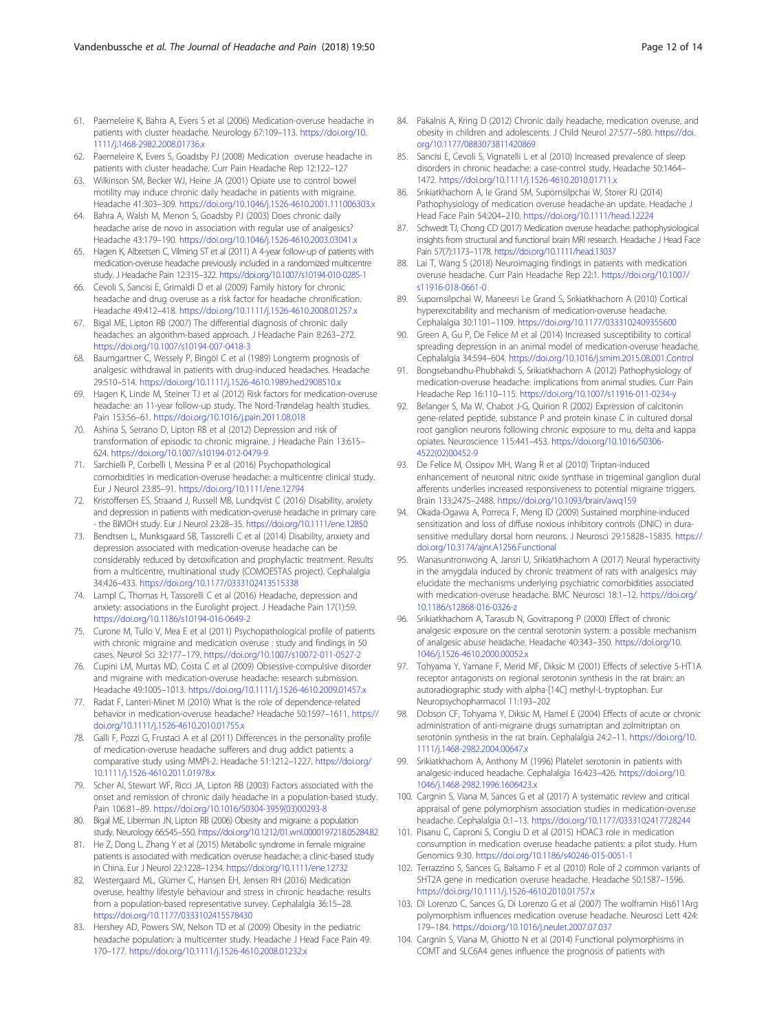61. Paemeleire K, Bahra A, Evers S et al (2006) Medication-overuse headache in patients with cluster headache. Neurology 67:109–113. https://doi.org/10.1111/j.1468-2982.2008.01736.x
62. Paemeleire K, Evers S, Goadsby PJ (2008) Medication overuse headache in patients with cluster headache. Curr Pain Headache Rep 12:122–127
63. Wilkinson SM, Becker WJ, Heine JA (2001) Opiate use to control bowel motility may induce chronic daily headache in patients with migraine. Headache 41:303–309. https://doi.org/10.1046/j.1526-4610.2001.111006303.x
64. Bahra A, Walsh M, Menon S, Goadsby PJ (2003) Does chronic daily headache arise de novo in association with regular use of analgesics? Headache 43:179–190. https://doi.org/10.1046/j.1526-4610.2003.03041.x
65. Hagen K, Albretsen C, Vilming ST et al (2011) A 4-year follow-up of patients with medication-overuse headache previously included in a randomized multicentre study. J Headache Pain 12:315–322. https://doi.org/10.1007/s10194-010-0285-1
66. Cevoli S, Sancisi E, Grimaldi D et al (2009) Family history for chronic headache and drug overuse as a risk factor for headache chronification. Headache 49:412–418. https://doi.org/10.1111/j.1526-4610.2008.01257.x
67. Bigal ME, Lipton RB (2007) The differential diagnosis of chronic daily headaches: an algorithm-based approach. J Headache Pain 8:263–272. https://doi.org/10.1007/s10194-007-0418-3
68. Baumgartner C, Wessely P, Bingöl C et al (1989) Longterm prognosis of analgesic withdrawal in patients with drug-induced headaches. Headache 29:510–514. https://doi.org/10.1111/j.1526-4610.1989.hed2908510.x
69. Hagen K, Linde M, Steiner TJ et al (2012) Risk factors for medication-overuse headache: an 11-year follow-up study. The Nord-Trøndelag health studies. Pain 153:56–61. https://doi.org/10.1016/j.pain.2011.08.018
70. Ashina S, Serrano D, Lipton RB et al (2012) Depression and risk of transformation of episodic to chronic migraine. J Headache Pain 13:615–624. https://doi.org/10.1007/s10194-012-0479-9
71. Sarchielli P, Corbelli I, Messina P et al (2016) Psychopathological comorbidities in medication-overuse headache: a multicentre clinical study. Eur J Neurol 23:85–91. https://doi.org/10.1111/ene.12794
72. Kristoffersen ES, Straand J, Russell MB, Lundqvist C (2016) Disability, anxiety and depression in patients with medication-overuse headache in primary care - the BIMOH study. Eur J Neurol 23:28–35. https://doi.org/10.1111/ene.12850
73. Bendtsen L, Munksgaard SB, Tassorelli C et al (2014) Disability, anxiety and depression associated with medication-overuse headache can be considerably reduced by detoxification and prophylactic treatment. Results from a multicentre, multinational study (COMOESTAS project). Cephalalgia 34:426–433. https://doi.org/10.1177/0333102413515338
74. Lampl C, Thomas H, Tassorelli C et al (2016) Headache, depression and anxiety: associations in the Eurolight project. J Headache Pain 17(1):59. https://doi.org/10.1186/s10194-016-0649-2
75. Curone M, Tullo V, Mea E et al (2011) Psychopathological profile of patients with chronic migraine and medication overuse : study and findings in 50 cases. Neurol Sci 32:177–179. https://doi.org/10.1007/s10072-011-0527-2
76. Cupini LM, Murtas MD, Costa C et al (2009) Obsessive-compulsive disorder and migraine with medication-overuse headache: research submission. Headache 49:1005–1013. https://doi.org/10.1111/j.1526-4610.2009.01457.x
77. Radat F, Lanteri-Minet M (2010) What is the role of dependence-related behavior in medication-overuse headache? Headache 50:1597–1611. https://doi.org/10.1111/j.1526-4610.2010.01755.x
78. Galli F, Pozzi G, Frustaci A et al (2011) Differences in the personality profile of medication-overuse headache sufferers and drug addict patients: a comparative study using MMPI-2. Headache 51:1212–1227. https://doi.org/10.1111/j.1526-4610.2011.01978.x
79. Scher AI, Stewart WF, Ricci JA, Lipton RB (2003) Factors associated with the onset and remission of chronic daily headache in a population-based study. Pain 106:81–89. https://doi.org/10.1016/S0304-3959(03)00293-8
80. Bigal ME, Liberman JN, Lipton RB (2006) Obesity and migraine: a population study. Neurology 66:545–550. https://doi.org/10.1212/01.wnl.0000197218.05284.82
81. He Z, Dong L, Zhang Y et al (2015) Metabolic syndrome in female migraine patients is associated with medication overuse headache: a clinic-based study in China. Eur J Neurol 22:1228–1234. https://doi.org/10.1111/ene.12732
82. Westergaard ML, Glümer C, Hansen EH, Jensen RH (2016) Medication overuse, healthy lifestyle behaviour and stress in chronic headache: results from a population-based representative survey. Cephalalgia 36:15–28. https://doi.org/10.1177/0333102415578430
83. Hershey AD, Powers SW, Nelson TD et al (2009) Obesity in the pediatric headache population: a multicenter study. Headache J Head Face Pain 49:170–177. https://doi.org/10.1111/j.1526-4610.2008.01232.x
84. Pakalnis A, Kring D (2012) Chronic daily headache, medication overuse, and obesity in children and adolescents. J Child Neurol 27:577–580. https://doi.org/10.1177/0883073811420869
85. Sancisi E, Cevoli S, Vignatelli L et al (2010) Increased prevalence of sleep disorders in chronic headache: a case-control study. Headache 50:1464–1472. https://doi.org/10.1111/j.1526-4610.2010.01711.x
86. Srikiatkhachorn A, le Grand SM, Supornsilpchai W, Storer RJ (2014) Pathophysiology of medication overuse headache-an update. Headache J Head Face Pain 54:204–210. https://doi.org/10.1111/head.12224
87. Schwedt TJ, Chong CD (2017) Medication overuse headache: pathophysiological insights from structural and functional brain MRI research. Headache J Head Face Pain 57(7):1173–1178. https://doi.org/10.1111/head.13037
88. Lai T, Wang S (2018) Neuroimaging findings in patients with medication overuse headache. Curr Pain Headache Rep 22:1. https://doi.org/10.1007/s11916-018-0661-0
89. Supornsilpchai W, Maneesri Le Grand S, Srikiatkhachorn A (2010) Cortical hyperexcitability and mechanism of medication-overuse headache. Cephalalgia 30:1101–1109. https://doi.org/10.1177/0333102409355600
90. Green A, Gu P, De Felice M et al (2014) Increased susceptibility to cortical spreading depression in an animal model of medication-overuse headache. Cephalalgia 34:594–604. https://doi.org/10.1016/j.smim.2015.08.001.Control
91. Bongsebandhu-Phubhakdi S, Srikiatkhachorn A (2012) Pathophysiology of medication-overuse headache: implications from animal studies. Curr Pain Headache Rep 16:110–115. https://doi.org/10.1007/s11916-011-0234-y
92. Belanger S, Ma W, Chabot J-G, Quirion R (2002) Expression of calcitonin gene-related peptide, substance P and protein kinase C in cultured dorsal root ganglion neurons following chronic exposure to mu, delta and kappa opiates. Neuroscience 115:441–453. https://doi.org/10.1016/S0306-4522(02)00452-9
93. De Felice M, Ossipov MH, Wang R et al (2010) Triptan-induced enhancement of neuronal nitric oxide synthase in trigeminal ganglion dural afferents underlies increased responsiveness to potential migraine triggers. Brain 133:2475–2488. https://doi.org/10.1093/brain/awq159
94. Okada-Ogawa A, Porreca F, Meng ID (2009) Sustained morphine-induced sensitization and loss of diffuse noxious inhibitory controls (DNIC) in dura-sensitive medullary dorsal horn neurons. J Neurosci 29:15828–15835. https://doi.org/10.3174/ajnr.A1256.Functional
95. Wanasuntronwong A, Jansri U, Srikiatkhachorn A (2017) Neural hyperactivity in the amygdala induced by chronic treatment of rats with analgesics may elucidate the mechanisms underlying psychiatric comorbidities associated with medication-overuse headache. BMC Neurosci 18:1–12. https://doi.org/10.1186/s12868-016-0326-z
96. Srikiatkhachorn A, Tarasub N, Govitrapong P (2000) Effect of chronic analgesic exposure on the central serotonin system: a possible mechanism of analgesic abuse headache. Headache 40:343–350. https://doi.org/10.1046/j.1526-4610.2000.00052.x
97. Tohyama Y, Yamane F, Merid MF, Diksic M (2001) Effects of selective 5-HT1A receptor antagonists on regional serotonin synthesis in the rat brain: an autoradiographic study with alpha-[14C] methyl-L-tryptophan. Eur Neuropsychopharmacol 11:193–202
98. Dobson CF, Tohyama Y, Diksic M, Hamel E (2004) Effects of acute or chronic administration of anti-migraine drugs sumatriptan and zolmitriptan on serotonin synthesis in the rat brain. Cephalalgia 24:2–11. https://doi.org/10.1111/j.1468-2982.2004.00647.x
99. Srikiatkhachorn A, Anthony M (1996) Platelet serotonin in patients with analgesic-induced headache. Cephalalgia 16:423–426. https://doi.org/10.1046/j.1468-2982.1996.1606423.x
100. Cargnin S, Viana M, Sances G et al (2017) A systematic review and critical appraisal of gene polymorphism association studies in medication-overuse headache. Cephalalgia 0:1–13. https://doi.org/10.1177/0333102417728244
101. Pisanu C, Caproni S, Congiu D et al (2015) HDAC3 role in medication consumption in medication overuse headache patients: a pilot study. Hum Genomics 9:30. https://doi.org/10.1186/s40246-015-0051-1
102. Terrazzino S, Sances G, Balsamo F et al (2010) Role of 2 common variants of 5HT2A gene in medication overuse headache. Headache 50:1587–1596. https://doi.org/10.1111/j.1526-4610.2010.01757.x
103. Di Lorenzo C, Sances G, Di Lorenzo G et al (2007) The wolframin His611Arg polymorphism influences medication overuse headache. Neurosci Lett 424:179–184. https://doi.org/10.1016/j.neulet.2007.07.037
104. Cargnin S, Viana M, Ghiotto N et al (2014) Functional polymorphisms in COMT and SLC6A4 genes influence the prognosis of patients with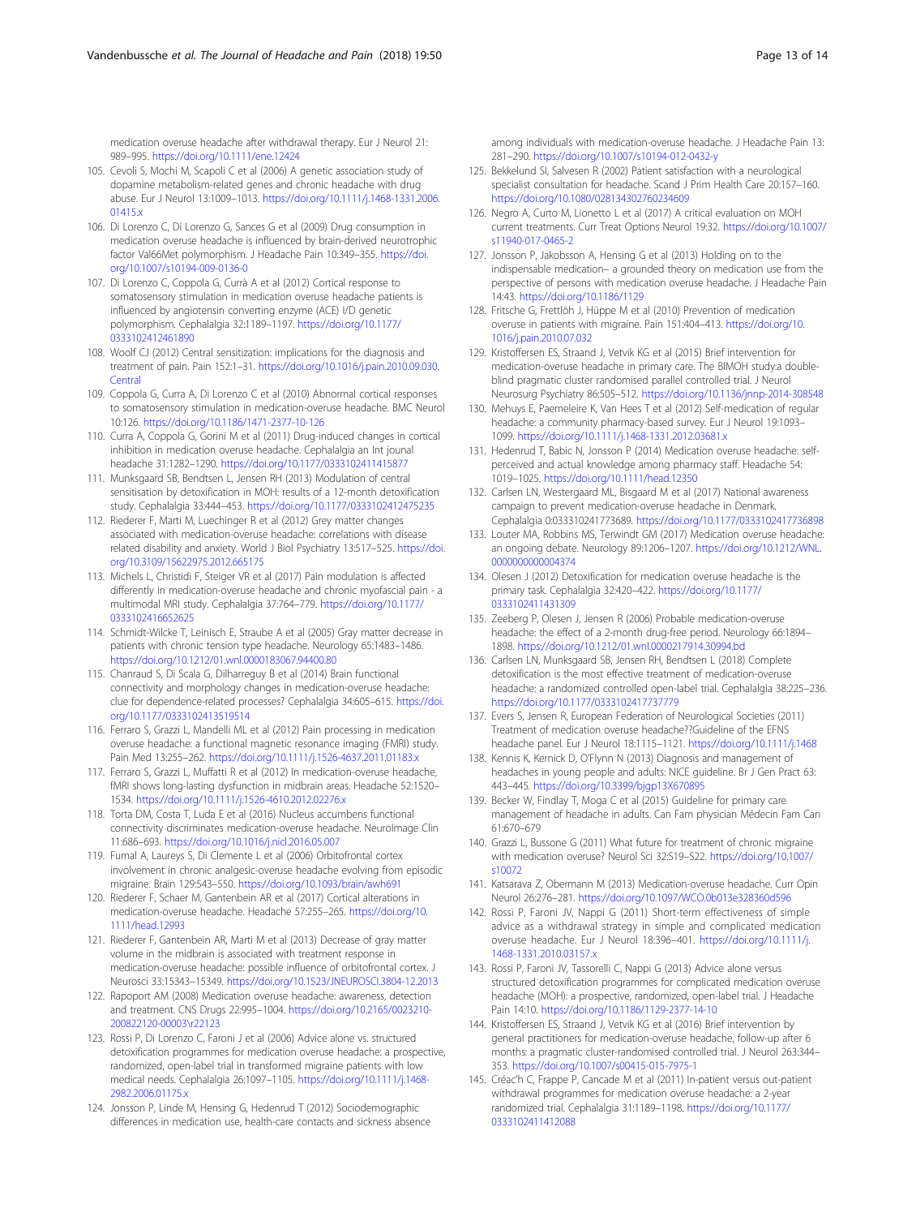medication overuse headache after withdrawal therapy. Eur J Neurol 21: 989–995. https://doi.org/10.1111/ene.12424

105. Cevoli S, Mochi M, Scapoli C et al (2006) A genetic association study of dopamine metabolism-related genes and chronic headache with drug abuse. Eur J Neurol 13:1009–1013. https://doi.org/10.1111/j.1468-1331.2006.01415.x
106. Di Lorenzo C, Di Lorenzo G, Sances G et al (2009) Drug consumption in medication overuse headache is influenced by brain-derived neurotrophic factor Val66Met polymorphism. J Headache Pain 10:349–355. https://doi.org/10.1007/s10194-009-0136-0
107. Di Lorenzo C, Coppola G, Currà A et al (2012) Cortical response to somatosensory stimulation in medication overuse headache patients is influenced by angiotensin converting enzyme (ACE) I/D genetic polymorphism. Cephalalgia 32:1189–1197. https://doi.org/10.1177/0333102412461890
108. Woolf CJ (2012) Central sensitization: implications for the diagnosis and treatment of pain. Pain 152:1–31. https://doi.org/10.1016/j.pain.2010.09.030.Central
109. Coppola G, Curra A, Di Lorenzo C et al (2010) Abnormal cortical responses to somatosensory stimulation in medication-overuse headache. BMC Neurol 10:126. https://doi.org/10.1186/1471-2377-10-126
110. Curra A, Coppola G, Gorini M et al (2011) Drug-induced changes in cortical inhibition in medication overuse headache. Cephalalgia an Int jounal headache 31:1282–1290. https://doi.org/10.1177/0333102411415877
111. Munksgaard SB, Bendtsen L, Jensen RH (2013) Modulation of central sensitisation by detoxification in MOH: results of a 12-month detoxification study. Cephalalgia 33:444–453. https://doi.org/10.1177/0333102412475235
112. Riederer F, Marti M, Luechinger R et al (2012) Grey matter changes associated with medication-overuse headache: correlations with disease related disability and anxiety. World J Biol Psychiatry 13:517–525. https://doi.org/10.3109/15622975.2012.665175
113. Michels L, Christidi F, Steiger VR et al (2017) Pain modulation is affected differently in medication-overuse headache and chronic myofascial pain - a multimodal MRI study. Cephalalgia 37:764–779. https://doi.org/10.1177/0333102416652625
114. Schmidt-Wilcke T, Leinisch E, Straube A et al (2005) Gray matter decrease in patients with chronic tension type headache. Neurology 65:1483–1486. https://doi.org/10.1212/01.wnl.0000183067.94400.80
115. Chanraud S, Di Scala G, Dilharreguy B et al (2014) Brain functional connectivity and morphology changes in medication-overuse headache: clue for dependence-related processes? Cephalalgia 34:605–615. https://doi.org/10.1177/0333102413519514
116. Ferraro S, Grazzi L, Mandelli ML et al (2012) Pain processing in medication overuse headache: a functional magnetic resonance imaging (FMRI) study. Pain Med 13:255–262. https://doi.org/10.1111/j.1526-4637.2011.01183.x
117. Ferraro S, Grazzi L, Muffatti R et al (2012) In medication-overuse headache, fMRI shows long-lasting dysfunction in midbrain areas. Headache 52:1520–1534. https://doi.org/10.1111/j.1526-4610.2012.02276.x
118. Torta DM, Costa T, Luda E et al (2016) Nucleus accumbens functional connectivity discriminates medication-overuse headache. NeuroImage Clin 11:686–693. https://doi.org/10.1016/j.nicl.2016.05.007
119. Fumal A, Laureys S, Di Clemente L et al (2006) Orbitofrontal cortex involvement in chronic analgesic-overuse headache evolving from episodic migraine. Brain 129:543–550. https://doi.org/10.1093/brain/awh691
120. Riederer F, Schaer M, Gantenbein AR et al (2017) Cortical alterations in medication-overuse headache. Headache 57:255–265. https://doi.org/10.1111/head.12993
121. Riederer F, Gantenbein AR, Marti M et al (2013) Decrease of gray matter volume in the midbrain is associated with treatment response in medication-overuse headache: possible influence of orbitofrontal cortex. J Neurosci 33:15343–15349. https://doi.org/10.1523/JNEUROSCI.3804-12.2013
122. Rapoport AM (2008) Medication overuse headache: awareness, detection and treatment. CNS Drugs 22:995–1004. https://doi.org/10.2165/0023210-200822120-00003\r22123
123. Rossi P, Di Lorenzo C, Faroni J et al (2006) Advice alone vs. structured detoxification programmes for medication overuse headache: a prospective, randomized, open-label trial in transformed migraine patients with low medical needs. Cephalalgia 26:1097–1105. https://doi.org/10.1111/j.1468-2982.2006.01175.x
124. Jonsson P, Linde M, Hensing G, Hedenrud T (2012) Sociodemographic differences in medication use, health-care contacts and sickness absence among individuals with medication-overuse headache. J Headache Pain 13: 281–290. https://doi.org/10.1007/s10194-012-0432-y
125. Bekkelund SI, Salvesen R (2002) Patient satisfaction with a neurological specialist consultation for headache. Scand J Prim Health Care 20:157–160. https://doi.org/10.1080/028134302760234609
126. Negro A, Curto M, Lionetto L et al (2017) A critical evaluation on MOH current treatments. Curr Treat Options Neurol 19:32. https://doi.org/10.1007/s11940-017-0465-2
127. Jonsson P, Jakobsson A, Hensing G et al (2013) Holding on to the indispensable medication– a grounded theory on medication use from the perspective of persons with medication overuse headache. J Headache Pain 14:43. https://doi.org/10.1186/1129
128. Fritsche G, Frettlöh J, Hüppe M et al (2010) Prevention of medication overuse in patients with migraine. Pain 151:404–413. https://doi.org/10.1016/j.pain.2010.07.032
129. Kristoffersen ES, Straand J, Vetvik KG et al (2015) Brief intervention for medication-overuse headache in primary care. The BIMOH study:a double-blind pragmatic cluster randomised parallel controlled trial. J Neurol Neurosurg Psychiatry 86:505–512. https://doi.org/10.1136/jnnp-2014-308548
130. Mehuys E, Paemeleire K, Van Hees T et al (2012) Self-medication of regular headache: a community pharmacy-based survey. Eur J Neurol 19:1093–1099. https://doi.org/10.1111/j.1468-1331.2012.03681.x
131. Hedenrud T, Babic N, Jonsson P (2014) Medication overuse headache: self-perceived and actual knowledge among pharmacy staff. Headache 54: 1019–1025. https://doi.org/10.1111/head.12350
132. Carlsen LN, Westergaard ML, Bisgaard M et al (2017) National awareness campaign to prevent medication-overuse headache in Denmark. Cephalalgia 0:033310241773689. https://doi.org/10.1177/0333102417736898
133. Louter MA, Robbins MS, Terwindt GM (2017) Medication overuse headache: an ongoing debate. Neurology 89:1206–1207. https://doi.org/10.1212/WNL.0000000000004374
134. Olesen J (2012) Detoxification for medication overuse headache is the primary task. Cephalalgia 32:420–422. https://doi.org/10.1177/0333102411431309
135. Zeeberg P, Olesen J, Jensen R (2006) Probable medication-overuse headache: the effect of a 2-month drug-free period. Neurology 66:1894–1898. https://doi.org/10.1212/01.wnl.0000217914.30994.bd
136. Carlsen LN, Munksgaard SB, Jensen RH, Bendtsen L (2018) Complete detoxification is the most effective treatment of medication-overuse headache: a randomized controlled open-label trial. Cephalalgia 38:225–236. https://doi.org/10.1177/0333102417737779
137. Evers S, Jensen R, European Federation of Neurological Societies (2011) Treatment of medication overuse headache??Guideline of the EFNS headache panel. Eur J Neurol 18:1115–1121. https://doi.org/10.1111/j.1468
138. Kennis K, Kernick D, O'Flynn N (2013) Diagnosis and management of headaches in young people and adults: NICE guideline. Br J Gen Pract 63: 443–445. https://doi.org/10.3399/bjgp13X670895
139. Becker W, Findlay T, Moga C et al (2015) Guideline for primary care management of headache in adults. Can Fam physician Médecin Fam Can 61:670–679
140. Grazzi L, Bussone G (2011) What future for treatment of chronic migraine with medication overuse? Neurol Sci 32:S19–S22. https://doi.org/10.1007/s10072
141. Katsarava Z, Obermann M (2013) Medication-overuse headache. Curr Opin Neurol 26:276–281. https://doi.org/10.1097/WCO.0b013e328360d596
142. Rossi P, Faroni JV, Nappi G (2011) Short-term effectiveness of simple advice as a withdrawal strategy in simple and complicated medication overuse headache. Eur J Neurol 18:396–401. https://doi.org/10.1111/j.1468-1331.2010.03157.x
143. Rossi P, Faroni JV, Tassorelli C, Nappi G (2013) Advice alone versus structured detoxification programmes for complicated medication overuse headache (MOH): a prospective, randomized, open-label trial. J Headache Pain 14:10. https://doi.org/10.1186/1129-2377-14-10
144. Kristoffersen ES, Straand J, Vetvik KG et al (2016) Brief intervention by general practitioners for medication-overuse headache, follow-up after 6 months: a pragmatic cluster-randomised controlled trial. J Neurol 263:344–353. https://doi.org/10.1007/s00415-015-7975-1
145. Créac'h C, Frappe P, Cancade M et al (2011) In-patient versus out-patient withdrawal programmes for medication overuse headache: a 2-year randomized trial. Cephalalgia 31:1189–1198. https://doi.org/10.1177/0333102411412088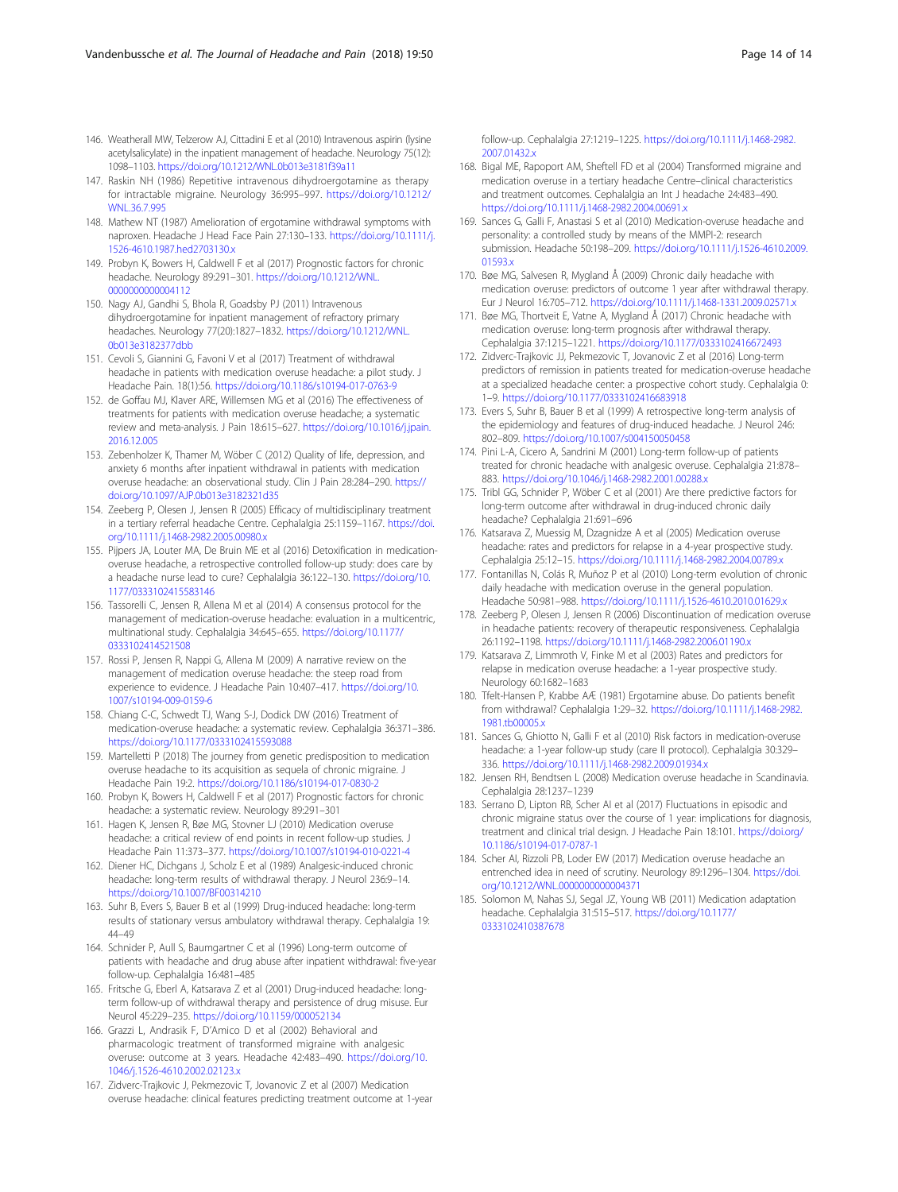146. Weatherall MW, Telzerow AJ, Cittadini E et al (2010) Intravenous aspirin (lysine acetylsalicylate) in the inpatient management of headache. Neurology 75(12): 1098–1103. https://doi.org/10.1212/WNL.0b013e3181f39a11
147. Raskin NH (1986) Repetitive intravenous dihydroergotamine as therapy for intractable migraine. Neurology 36:995–997. https://doi.org/10.1212/WNL.36.7.995
148. Mathew NT (1987) Amelioration of ergotamine withdrawal symptoms with naproxen. Headache J Head Face Pain 27:130–133. https://doi.org/10.1111/j.1526-4610.1987.hed2703130.x
149. Probyn K, Bowers H, Caldwell F et al (2017) Prognostic factors for chronic headache. Neurology 89:291–301. https://doi.org/10.1212/WNL.0000000000004112
150. Nagy AJ, Gandhi S, Bhola R, Goadsby PJ (2011) Intravenous dihydroergotamine for inpatient management of refractory primary headaches. Neurology 77(20):1827–1832. https://doi.org/10.1212/WNL.0b013e3182377dbb
151. Cevoli S, Giannini G, Favoni V et al (2017) Treatment of withdrawal headache in patients with medication overuse headache: a pilot study. J Headache Pain. 18(1):56. https://doi.org/10.1186/s10194-017-0763-9
152. de Goffau MJ, Klaver ARE, Willemsen MG et al (2016) The effectiveness of treatments for patients with medication overuse headache; a systematic review and meta-analysis. J Pain 18:615–627. https://doi.org/10.1016/j.jpain.2016.12.005
153. Zebenholzer K, Thamer M, Wöber C (2012) Quality of life, depression, and anxiety 6 months after inpatient withdrawal in patients with medication overuse headache: an observational study. Clin J Pain 28:284–290. https://doi.org/10.1097/AJP.0b013e3182321d35
154. Zeeberg P, Olesen J, Jensen R (2005) Efficacy of multidisciplinary treatment in a tertiary referral headache Centre. Cephalalgia 25:1159–1167. https://doi.org/10.1111/j.1468-2982.2005.00980.x
155. Pijpers JA, Louter MA, De Bruin ME et al (2016) Detoxification in medication-overuse headache, a retrospective controlled follow-up study: does care by a headache nurse lead to cure? Cephalalgia 36:122–130. https://doi.org/10.1177/0333102415583146
156. Tassorelli C, Jensen R, Allena M et al (2014) A consensus protocol for the management of medication-overuse headache: evaluation in a multicentric, multinational study. Cephalalgia 34:645–655. https://doi.org/10.1177/0333102414521508
157. Rossi P, Jensen R, Nappi G, Allena M (2009) A narrative review on the management of medication overuse headache: the steep road from experience to evidence. J Headache Pain 10:407–417. https://doi.org/10.1007/s10194-009-0159-6
158. Chiang C-C, Schwedt TJ, Wang S-J, Dodick DW (2016) Treatment of medication-overuse headache: a systematic review. Cephalalgia 36:371–386. https://doi.org/10.1177/0333102415593088
159. Martelletti P (2018) The journey from genetic predisposition to medication overuse headache to its acquisition as sequela of chronic migraine. J Headache Pain 19:2. https://doi.org/10.1186/s10194-017-0830-2
160. Probyn K, Bowers H, Caldwell F et al (2017) Prognostic factors for chronic headache: a systematic review. Neurology 89:291–301
161. Hagen K, Jensen R, Bøe MG, Stovner LJ (2010) Medication overuse headache: a critical review of end points in recent follow-up studies. J Headache Pain 11:373–377. https://doi.org/10.1007/s10194-010-0221-4
162. Diener HC, Dichgans J, Scholz E et al (1989) Analgesic-induced chronic headache: long-term results of withdrawal therapy. J Neurol 236:9–14. https://doi.org/10.1007/BF00314210
163. Suhr B, Evers S, Bauer B et al (1999) Drug-induced headache: long-term results of stationary versus ambulatory withdrawal therapy. Cephalalgia 19:44–49
164. Schnider P, Aull S, Baumgartner C et al (1996) Long-term outcome of patients with headache and drug abuse after inpatient withdrawal: five-year follow-up. Cephalalgia 16:481–485
165. Fritsche G, Eberl A, Katsarava Z et al (2001) Drug-induced headache: long-term follow-up of withdrawal therapy and persistence of drug misuse. Eur Neurol 45:229–235. https://doi.org/10.1159/000052134
166. Grazzi L, Andrasik F, D'Amico D et al (2002) Behavioral and pharmacologic treatment of transformed migraine with analgesic overuse: outcome at 3 years. Headache 42:483–490. https://doi.org/10.1046/j.1526-4610.2002.02123.x
167. Zidverc-Trajkovic J, Pekmezovic T, Jovanovic Z et al (2007) Medication overuse headache: clinical features predicting treatment outcome at 1-year follow-up. Cephalalgia 27:1219–1225. https://doi.org/10.1111/j.1468-2982.2007.01432.x
168. Bigal ME, Rapoport AM, Sheftell FD et al (2004) Transformed migraine and medication overuse in a tertiary headache Centre–clinical characteristics and treatment outcomes. Cephalalgia an Int J headache 24:483–490. https://doi.org/10.1111/j.1468-2982.2004.00691.x
169. Sances G, Galli F, Anastasi S et al (2010) Medication-overuse headache and personality: a controlled study by means of the MMPI-2: research submission. Headache 50:198–209. https://doi.org/10.1111/j.1526-4610.2009.01593.x
170. Bøe MG, Salvesen R, Mygland Å (2009) Chronic daily headache with medication overuse: predictors of outcome 1 year after withdrawal therapy. Eur J Neurol 16:705–712. https://doi.org/10.1111/j.1468-1331.2009.02571.x
171. Bøe MG, Thortveit E, Vatne A, Mygland Å (2017) Chronic headache with medication overuse: long-term prognosis after withdrawal therapy. Cephalalgia 37:1215–1221. https://doi.org/10.1177/0333102416672493
172. Zidverc-Trajkovic JJ, Pekmezovic T, Jovanovic Z et al (2016) Long-term predictors of remission in patients treated for medication-overuse headache at a specialized headache center: a prospective cohort study. Cephalalgia 0: 1–9. https://doi.org/10.1177/0333102416683918
173. Evers S, Suhr B, Bauer B et al (1999) A retrospective long-term analysis of the epidemiology and features of drug-induced headache. J Neurol 246: 802–809. https://doi.org/10.1007/s004150050458
174. Pini L-A, Cicero A, Sandrini M (2001) Long-term follow-up of patients treated for chronic headache with analgesic overuse. Cephalalgia 21:878–883. https://doi.org/10.1046/j.1468-2982.2001.00288.x
175. Tribl GG, Schnider P, Wöber C et al (2001) Are there predictive factors for long-term outcome after withdrawal in drug-induced chronic daily headache? Cephalalgia 21:691–696
176. Katsarava Z, Muessig M, Dzagnidze A et al (2005) Medication overuse headache: rates and predictors for relapse in a 4-year prospective study. Cephalalgia 25:12–15. https://doi.org/10.1111/j.1468-2982.2004.00789.x
177. Fontanillas N, Colás R, Muñoz P et al (2010) Long-term evolution of chronic daily headache with medication overuse in the general population. Headache 50:981–988. https://doi.org/10.1111/j.1526-4610.2010.01629.x
178. Zeeberg P, Olesen J, Jensen R (2006) Discontinuation of medication overuse in headache patients: recovery of therapeutic responsiveness. Cephalalgia 26:1192–1198. https://doi.org/10.1111/j.1468-2982.2006.01190.x
179. Katsarava Z, Limmroth V, Finke M et al (2003) Rates and predictors for relapse in medication overuse headache: a 1-year prospective study. Neurology 60:1682–1683
180. Tfelt-Hansen P, Krabbe AÆ (1981) Ergotamine abuse. Do patients benefit from withdrawal? Cephalalgia 1:29–32. https://doi.org/10.1111/j.1468-2982.1981.tb00005.x
181. Sances G, Ghiotto N, Galli F et al (2010) Risk factors in medication-overuse headache: a 1-year follow-up study (care II protocol). Cephalalgia 30:329–336. https://doi.org/10.1111/j.1468-2982.2009.01934.x
182. Jensen RH, Bendtsen L (2008) Medication overuse headache in Scandinavia. Cephalalgia 28:1237–1239
183. Serrano D, Lipton RB, Scher AI et al (2017) Fluctuations in episodic and chronic migraine status over the course of 1 year: implications for diagnosis, treatment and clinical trial design. J Headache Pain 18:101. https://doi.org/10.1186/s10194-017-0787-1
184. Scher AI, Rizzoli PB, Loder EW (2017) Medication overuse headache an entrenched idea in need of scrutiny. Neurology 89:1296–1304. https://doi.org/10.1212/WNL.0000000000004371
185. Solomon M, Nahas SJ, Segal JZ, Young WB (2011) Medication adaptation headache. Cephalalgia 31:515–517. https://doi.org/10.1177/0333102410387678